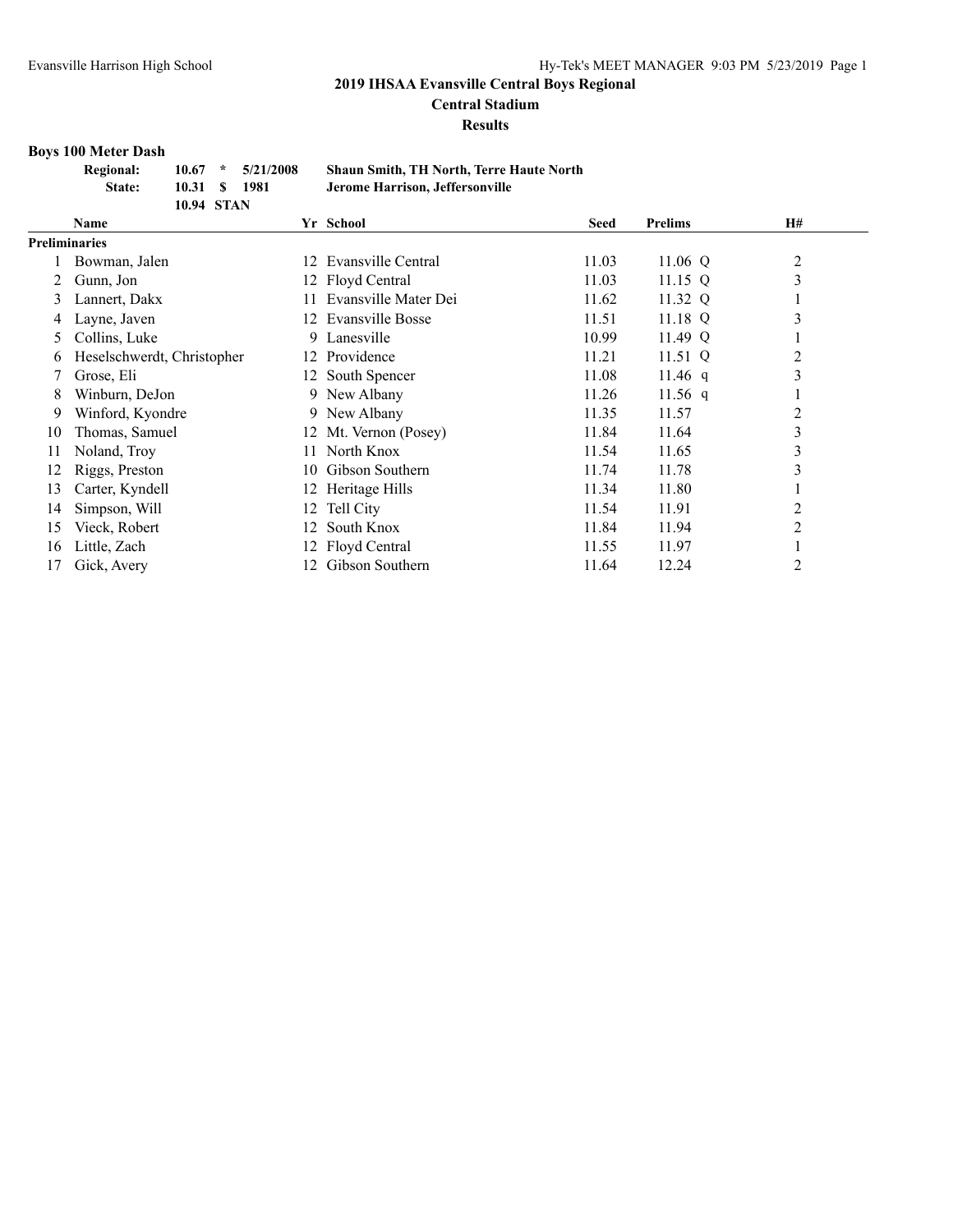# 2019 IHSAA Evansville Central Boys Regional

## Central Stadium

### Results

**Boys 100 Meter Dash**

| | | | | |
|---|---|---|---|---|
| **Regional:** | **10.67** | **\*** | **5/21/2008** | **Shaun Smith, TH North, Terre Haute North** |
| **State:** | **10.31** | **$** | **1981** | **Jerome Harrison, Jeffersonville** |
| | **10.94** | **STAN** | | |

| | Name | Yr | School | Seed | Prelims | | H# |
|---|---|---|---|---|---|---|---|
| **Preliminaries** | | | | | | | |
| 1 | Bowman, Jalen | 12 | Evansville Central | 11.03 | 11.06 | Q | 2 |
| 2 | Gunn, Jon | 12 | Floyd Central | 11.03 | 11.15 | Q | 3 |
| 3 | Lannert, Dakx | 11 | Evansville Mater Dei | 11.62 | 11.32 | Q | 1 |
| 4 | Layne, Javen | 12 | Evansville Bosse | 11.51 | 11.18 | Q | 3 |
| 5 | Collins, Luke | 9 | Lanesville | 10.99 | 11.49 | Q | 1 |
| 6 | Heselschwerdt, Christopher | 12 | Providence | 11.21 | 11.51 | Q | 2 |
| 7 | Grose, Eli | 12 | South Spencer | 11.08 | 11.46 | q | 3 |
| 8 | Winburn, DeJon | 9 | New Albany | 11.26 | 11.56 | q | 1 |
| 9 | Winford, Kyondre | 9 | New Albany | 11.35 | 11.57 | | 2 |
| 10 | Thomas, Samuel | 12 | Mt. Vernon (Posey) | 11.84 | 11.64 | | 3 |
| 11 | Noland, Troy | 11 | North Knox | 11.54 | 11.65 | | 3 |
| 12 | Riggs, Preston | 10 | Gibson Southern | 11.74 | 11.78 | | 3 |
| 13 | Carter, Kyndell | 12 | Heritage Hills | 11.34 | 11.80 | | 1 |
| 14 | Simpson, Will | 12 | Tell City | 11.54 | 11.91 | | 2 |
| 15 | Vieck, Robert | 12 | South Knox | 11.84 | 11.94 | | 2 |
| 16 | Little, Zach | 12 | Floyd Central | 11.55 | 11.97 | | 1 |
| 17 | Gick, Avery | 12 | Gibson Southern | 11.64 | 12.24 | | 2 |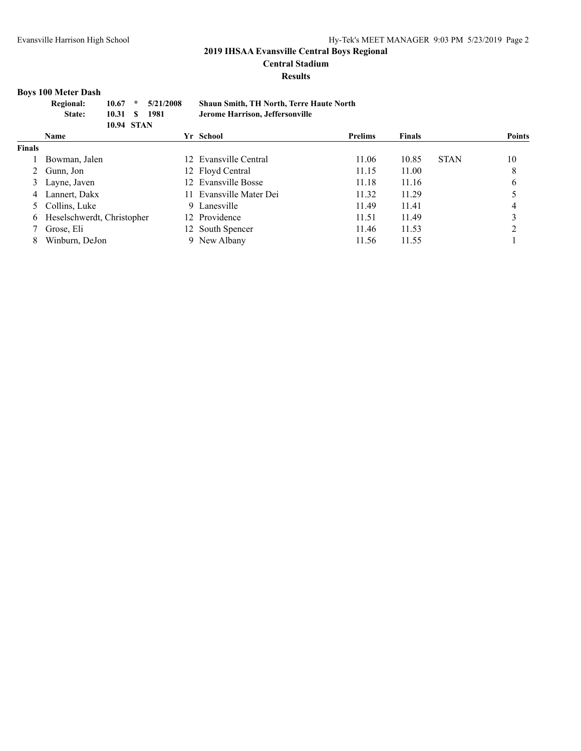## 2019 IHSAA Evansville Central Boys Regional

**Central Stadium**

**Results**

### Boys 100 Meter Dash

| | | | | |
|---|---|---|---|---|
| **Regional:** | **10.67** | **\*** | **5/21/2008** | **Shaun Smith, TH North, Terre Haute North** |
| **State:** | **10.31** | **$** | **1981** | **Jerome Harrison, Jeffersonville** |
| | **10.94** | **STAN** | | |

| | Name | Yr | School | Prelims | Finals | | Points |
|---|---|---|---|---|---|---|---|
| **Finals** | | | | | | | |
| 1 | Bowman, Jalen | 12 | Evansville Central | 11.06 | 10.85 | STAN | 10 |
| 2 | Gunn, Jon | 12 | Floyd Central | 11.15 | 11.00 | | 8 |
| 3 | Layne, Javen | 12 | Evansville Bosse | 11.18 | 11.16 | | 6 |
| 4 | Lannert, Dakx | 11 | Evansville Mater Dei | 11.32 | 11.29 | | 5 |
| 5 | Collins, Luke | 9 | Lanesville | 11.49 | 11.41 | | 4 |
| 6 | Heselschwerdt, Christopher | 12 | Providence | 11.51 | 11.49 | | 3 |
| 7 | Grose, Eli | 12 | South Spencer | 11.46 | 11.53 | | 2 |
| 8 | Winburn, DeJon | 9 | New Albany | 11.56 | 11.55 | | 1 |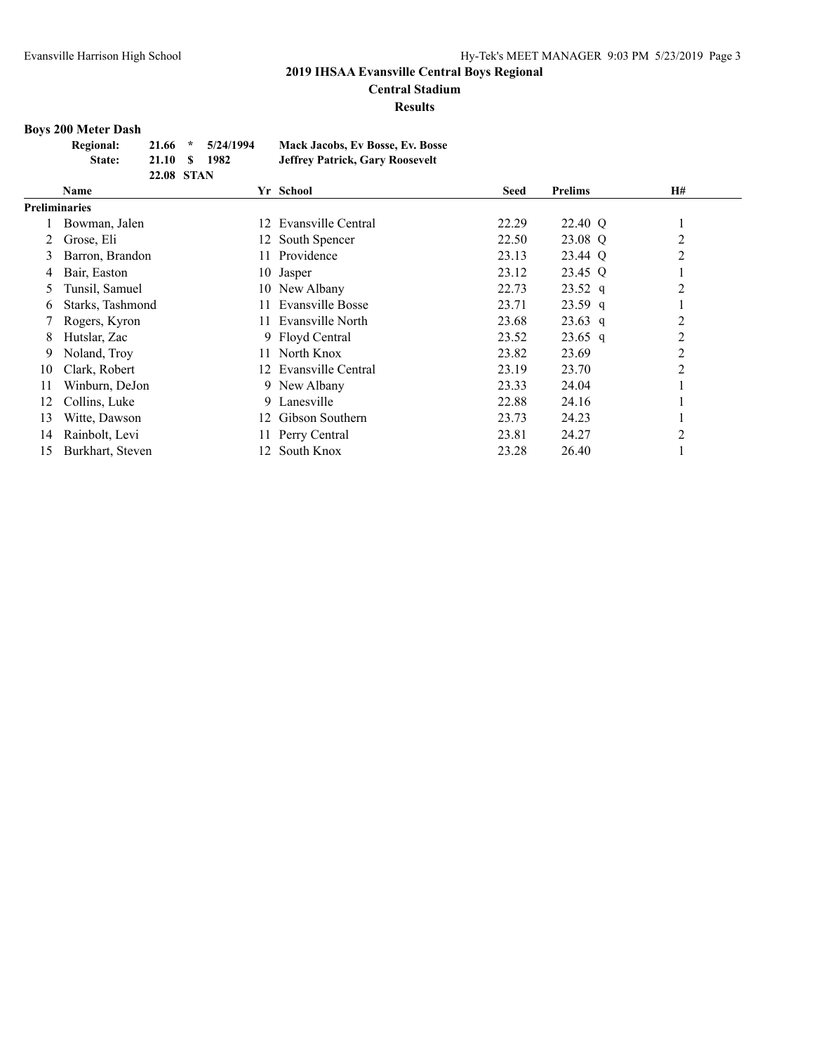## 2019 IHSAA Evansville Central Boys Regional

**Central Stadium**

**Results**

### Boys 200 Meter Dash

| | | | | |
|---|---|---|---|---|
| **Regional:** | **21.66** | * | **5/24/1994** | **Mack Jacobs, Ev Bosse, Ev. Bosse** |
| **State:** | **21.10** | $ | **1982** | **Jeffrey Patrick, Gary Roosevelt** |
| | **22.08** | **STAN** | | |

| | Name | Yr | School | Seed | Prelims | | H# |
|---|---|---|---|---|---|---|---|
| **Preliminaries** | | | | | | | |
| 1 | Bowman, Jalen | 12 | Evansville Central | 22.29 | 22.40 | Q | 1 |
| 2 | Grose, Eli | 12 | South Spencer | 22.50 | 23.08 | Q | 2 |
| 3 | Barron, Brandon | 11 | Providence | 23.13 | 23.44 | Q | 2 |
| 4 | Bair, Easton | 10 | Jasper | 23.12 | 23.45 | Q | 1 |
| 5 | Tunsil, Samuel | 10 | New Albany | 22.73 | 23.52 | q | 2 |
| 6 | Starks, Tashmond | 11 | Evansville Bosse | 23.71 | 23.59 | q | 1 |
| 7 | Rogers, Kyron | 11 | Evansville North | 23.68 | 23.63 | q | 2 |
| 8 | Hutslar, Zac | 9 | Floyd Central | 23.52 | 23.65 | q | 2 |
| 9 | Noland, Troy | 11 | North Knox | 23.82 | 23.69 | | 2 |
| 10 | Clark, Robert | 12 | Evansville Central | 23.19 | 23.70 | | 2 |
| 11 | Winburn, DeJon | 9 | New Albany | 23.33 | 24.04 | | 1 |
| 12 | Collins, Luke | 9 | Lanesville | 22.88 | 24.16 | | 1 |
| 13 | Witte, Dawson | 12 | Gibson Southern | 23.73 | 24.23 | | 1 |
| 14 | Rainbolt, Levi | 11 | Perry Central | 23.81 | 24.27 | | 2 |
| 15 | Burkhart, Steven | 12 | South Knox | 23.28 | 26.40 | | 1 |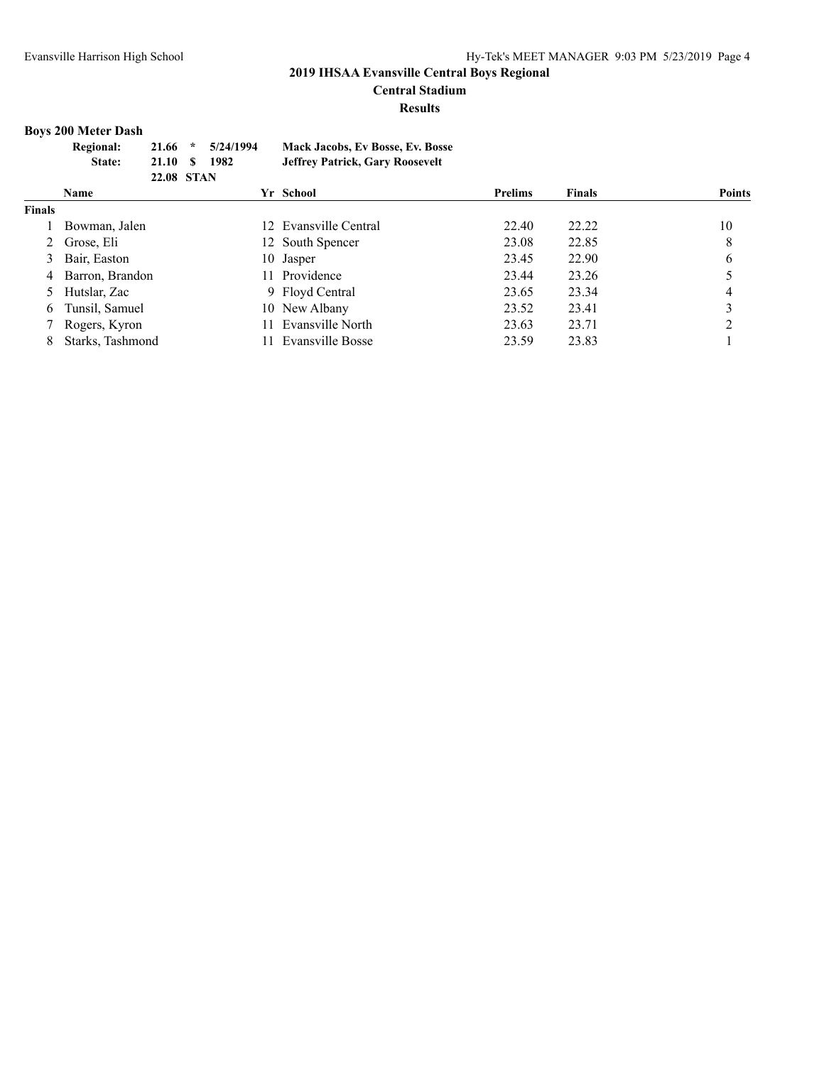## 2019 IHSAA Evansville Central Boys Regional

**Central Stadium**

**Results**

### Boys 200 Meter Dash

| | | | | |
|---|---|---|---|---|
| **Regional:** | **21.66** | * | **5/24/1994** | **Mack Jacobs, Ev Bosse, Ev. Bosse** |
| **State:** | **21.10** | $ | **1982** | **Jeffrey Patrick, Gary Roosevelt** |
| | **22.08** | **STAN** | | |

| | Name | Yr | School | Prelims | Finals | Points |
|---|---|---|---|---|---|---|
| **Finals** | | | | | | |
| 1 | Bowman, Jalen | 12 | Evansville Central | 22.40 | 22.22 | 10 |
| 2 | Grose, Eli | 12 | South Spencer | 23.08 | 22.85 | 8 |
| 3 | Bair, Easton | 10 | Jasper | 23.45 | 22.90 | 6 |
| 4 | Barron, Brandon | 11 | Providence | 23.44 | 23.26 | 5 |
| 5 | Hutslar, Zac | 9 | Floyd Central | 23.65 | 23.34 | 4 |
| 6 | Tunsil, Samuel | 10 | New Albany | 23.52 | 23.41 | 3 |
| 7 | Rogers, Kyron | 11 | Evansville North | 23.63 | 23.71 | 2 |
| 8 | Starks, Tashmond | 11 | Evansville Bosse | 23.59 | 23.83 | 1 |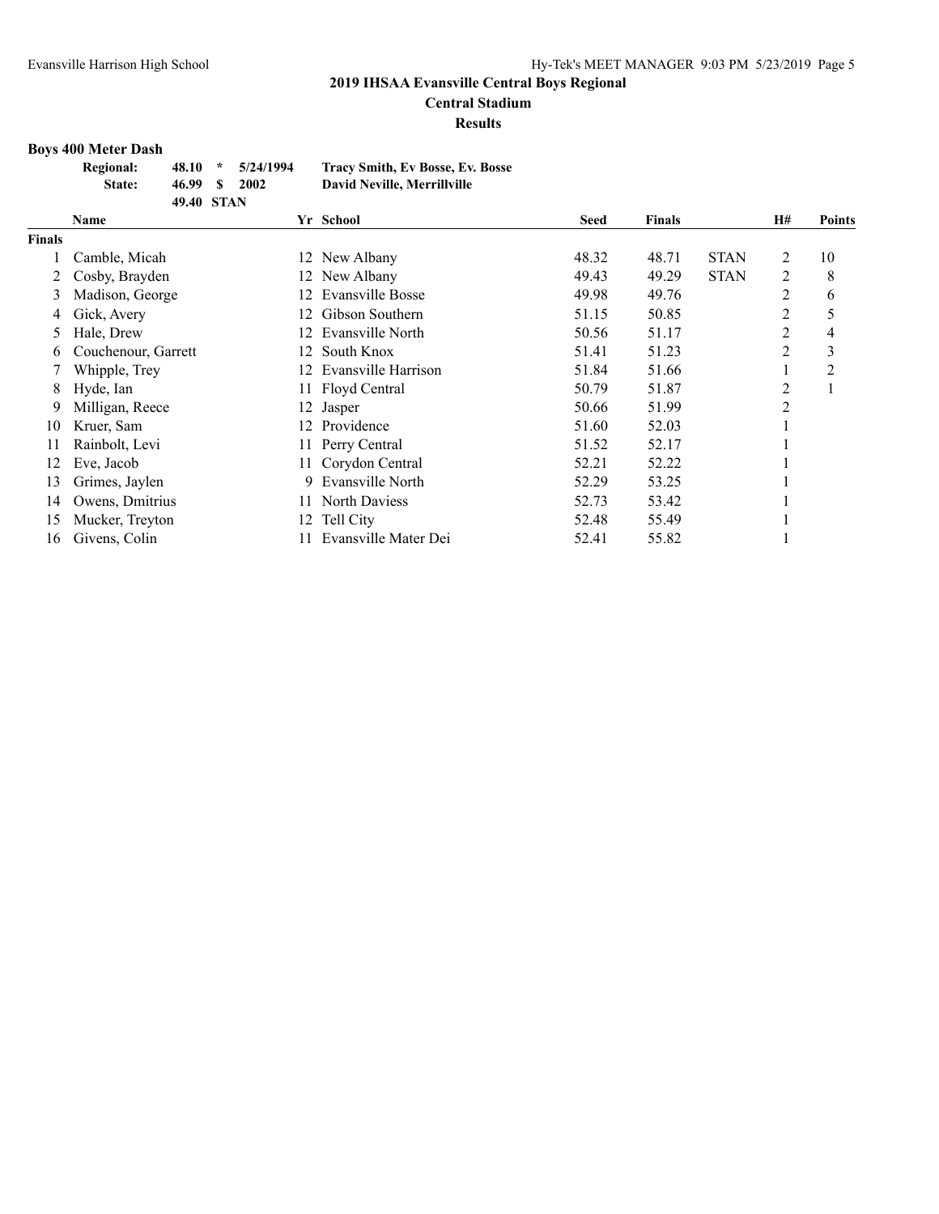## 2019 IHSAA Evansville Central Boys Regional

**Central Stadium**

**Results**

### Boys 400 Meter Dash

| | | | | |
|---|---|---|---|---|
| **Regional:** | **48.10** | * | **5/24/1994** | **Tracy Smith, Ev Bosse, Ev. Bosse** |
| **State:** | **46.99** | $ | **2002** | **David Neville, Merrillville** |
| | **49.40** | **STAN** | | |

| | Name | Yr | School | Seed | Finals | | H# | Points |
|---|---|---|---|---|---|---|---|---|
| **Finals** | | | | | | | | |
| 1 | Camble, Micah | 12 | New Albany | 48.32 | 48.71 | STAN | 2 | 10 |
| 2 | Cosby, Brayden | 12 | New Albany | 49.43 | 49.29 | STAN | 2 | 8 |
| 3 | Madison, George | 12 | Evansville Bosse | 49.98 | 49.76 | | 2 | 6 |
| 4 | Gick, Avery | 12 | Gibson Southern | 51.15 | 50.85 | | 2 | 5 |
| 5 | Hale, Drew | 12 | Evansville North | 50.56 | 51.17 | | 2 | 4 |
| 6 | Couchenour, Garrett | 12 | South Knox | 51.41 | 51.23 | | 2 | 3 |
| 7 | Whipple, Trey | 12 | Evansville Harrison | 51.84 | 51.66 | | 1 | 2 |
| 8 | Hyde, Ian | 11 | Floyd Central | 50.79 | 51.87 | | 2 | 1 |
| 9 | Milligan, Reece | 12 | Jasper | 50.66 | 51.99 | | 2 | |
| 10 | Kruer, Sam | 12 | Providence | 51.60 | 52.03 | | 1 | |
| 11 | Rainbolt, Levi | 11 | Perry Central | 51.52 | 52.17 | | 1 | |
| 12 | Eve, Jacob | 11 | Corydon Central | 52.21 | 52.22 | | 1 | |
| 13 | Grimes, Jaylen | 9 | Evansville North | 52.29 | 53.25 | | 1 | |
| 14 | Owens, Dmitrius | 11 | North Daviess | 52.73 | 53.42 | | 1 | |
| 15 | Mucker, Treyton | 12 | Tell City | 52.48 | 55.49 | | 1 | |
| 16 | Givens, Colin | 11 | Evansville Mater Dei | 52.41 | 55.82 | | 1 | |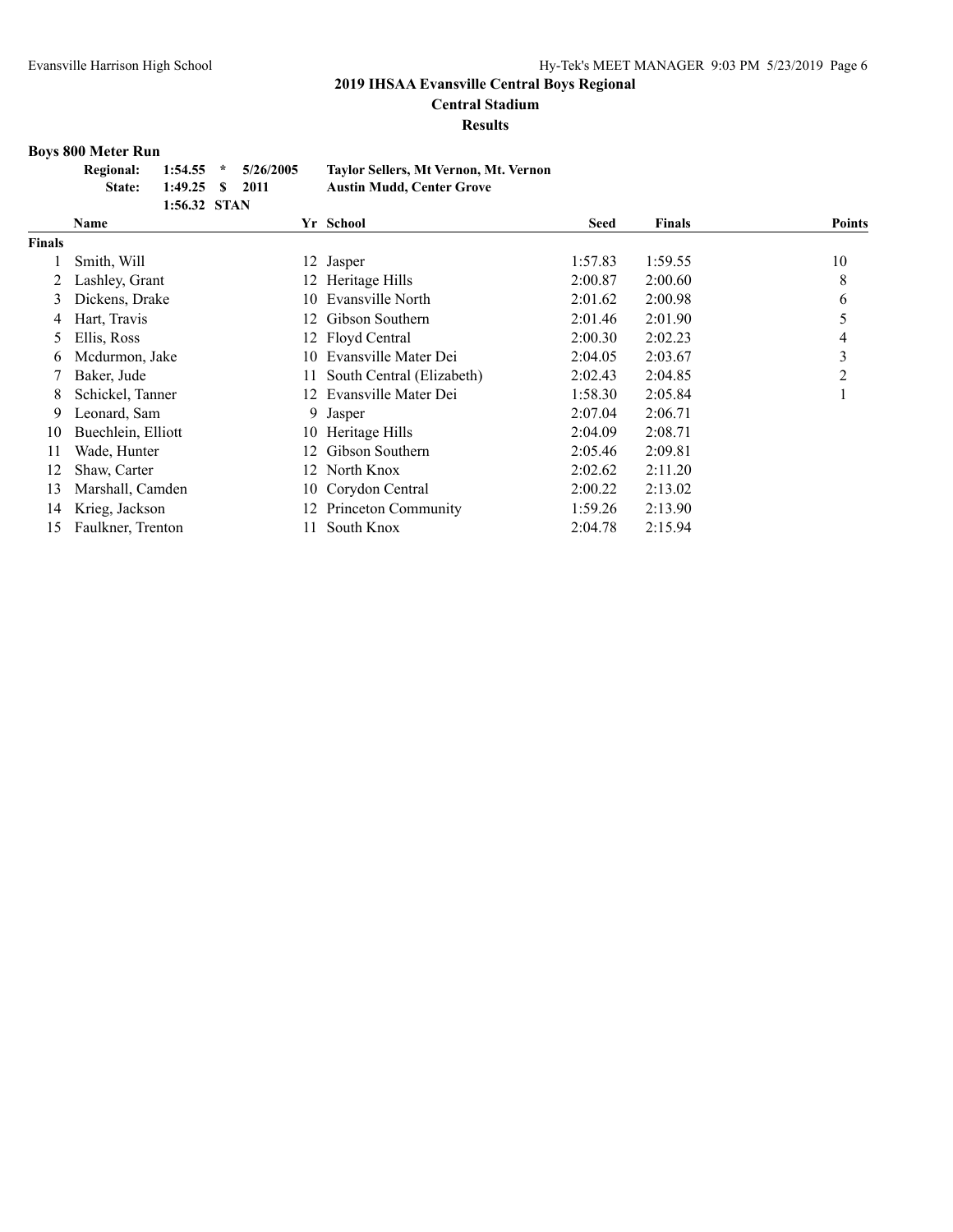## 2019 IHSAA Evansville Central Boys Regional

### Central Stadium

### Results

**Boys 800 Meter Run**

| | | | | |
|---|---|---|---|---|
| **Regional:** | **1:54.55** | * | **5/26/2005** | **Taylor Sellers, Mt Vernon, Mt. Vernon** |
| **State:** | **1:49.25** | $ | **2011** | **Austin Mudd, Center Grove** |
| | **1:56.32** | **STAN** | | |

| | Name | Yr | School | Seed | Finals | Points |
|---|---|---|---|---|---|---|
| **Finals** | | | | | | |
| 1 | Smith, Will | 12 | Jasper | 1:57.83 | 1:59.55 | 10 |
| 2 | Lashley, Grant | 12 | Heritage Hills | 2:00.87 | 2:00.60 | 8 |
| 3 | Dickens, Drake | 10 | Evansville North | 2:01.62 | 2:00.98 | 6 |
| 4 | Hart, Travis | 12 | Gibson Southern | 2:01.46 | 2:01.90 | 5 |
| 5 | Ellis, Ross | 12 | Floyd Central | 2:00.30 | 2:02.23 | 4 |
| 6 | Mcdurmon, Jake | 10 | Evansville Mater Dei | 2:04.05 | 2:03.67 | 3 |
| 7 | Baker, Jude | 11 | South Central (Elizabeth) | 2:02.43 | 2:04.85 | 2 |
| 8 | Schickel, Tanner | 12 | Evansville Mater Dei | 1:58.30 | 2:05.84 | 1 |
| 9 | Leonard, Sam | 9 | Jasper | 2:07.04 | 2:06.71 | |
| 10 | Buechlein, Elliott | 10 | Heritage Hills | 2:04.09 | 2:08.71 | |
| 11 | Wade, Hunter | 12 | Gibson Southern | 2:05.46 | 2:09.81 | |
| 12 | Shaw, Carter | 12 | North Knox | 2:02.62 | 2:11.20 | |
| 13 | Marshall, Camden | 10 | Corydon Central | 2:00.22 | 2:13.02 | |
| 14 | Krieg, Jackson | 12 | Princeton Community | 1:59.26 | 2:13.90 | |
| 15 | Faulkner, Trenton | 11 | South Knox | 2:04.78 | 2:15.94 | |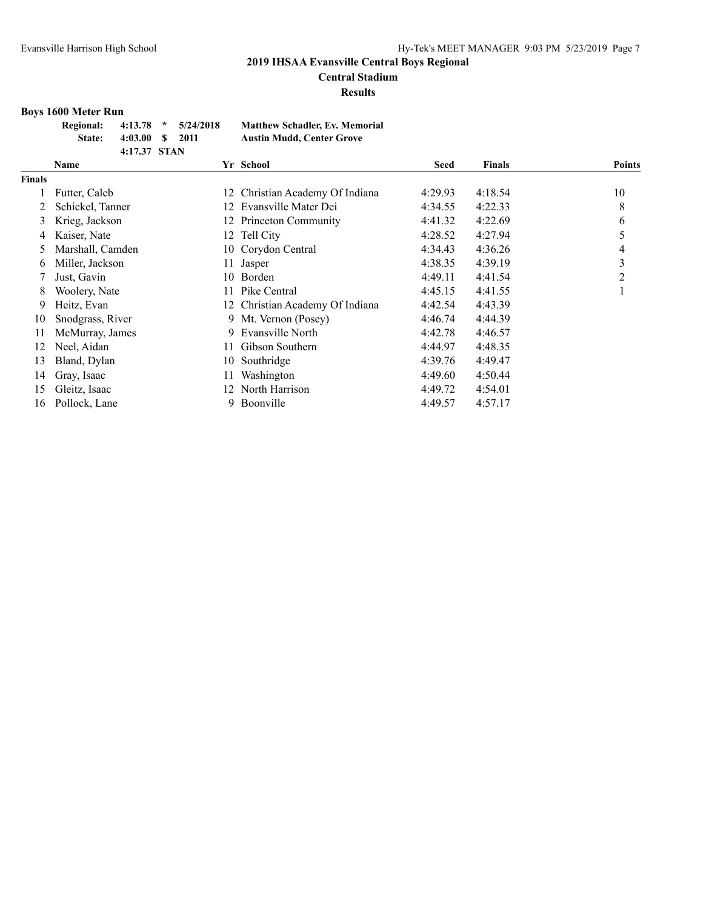## 2019 IHSAA Evansville Central Boys Regional

**Central Stadium**

**Results**

### Boys 1600 Meter Run

| | | | | |
|---|---|---|---|---|
| **Regional:** | **4:13.78** | * | **5/24/2018** | **Matthew Schadler, Ev. Memorial** |
| **State:** | **4:03.00** | $ | **2011** | **Austin Mudd, Center Grove** |
| | **4:17.37** | **STAN** | | |

| | Name | Yr | School | Seed | Finals | Points |
|---|---|---|---|---|---|---|
| **Finals** | | | | | | |
| 1 | Futter, Caleb | 12 | Christian Academy Of Indiana | 4:29.93 | 4:18.54 | 10 |
| 2 | Schickel, Tanner | 12 | Evansville Mater Dei | 4:34.55 | 4:22.33 | 8 |
| 3 | Krieg, Jackson | 12 | Princeton Community | 4:41.32 | 4:22.69 | 6 |
| 4 | Kaiser, Nate | 12 | Tell City | 4:28.52 | 4:27.94 | 5 |
| 5 | Marshall, Camden | 10 | Corydon Central | 4:34.43 | 4:36.26 | 4 |
| 6 | Miller, Jackson | 11 | Jasper | 4:38.35 | 4:39.19 | 3 |
| 7 | Just, Gavin | 10 | Borden | 4:49.11 | 4:41.54 | 2 |
| 8 | Woolery, Nate | 11 | Pike Central | 4:45.15 | 4:41.55 | 1 |
| 9 | Heitz, Evan | 12 | Christian Academy Of Indiana | 4:42.54 | 4:43.39 | |
| 10 | Snodgrass, River | 9 | Mt. Vernon (Posey) | 4:46.74 | 4:44.39 | |
| 11 | McMurray, James | 9 | Evansville North | 4:42.78 | 4:46.57 | |
| 12 | Neel, Aidan | 11 | Gibson Southern | 4:44.97 | 4:48.35 | |
| 13 | Bland, Dylan | 10 | Southridge | 4:39.76 | 4:49.47 | |
| 14 | Gray, Isaac | 11 | Washington | 4:49.60 | 4:50.44 | |
| 15 | Gleitz, Isaac | 12 | North Harrison | 4:49.72 | 4:54.01 | |
| 16 | Pollock, Lane | 9 | Boonville | 4:49.57 | 4:57.17 | |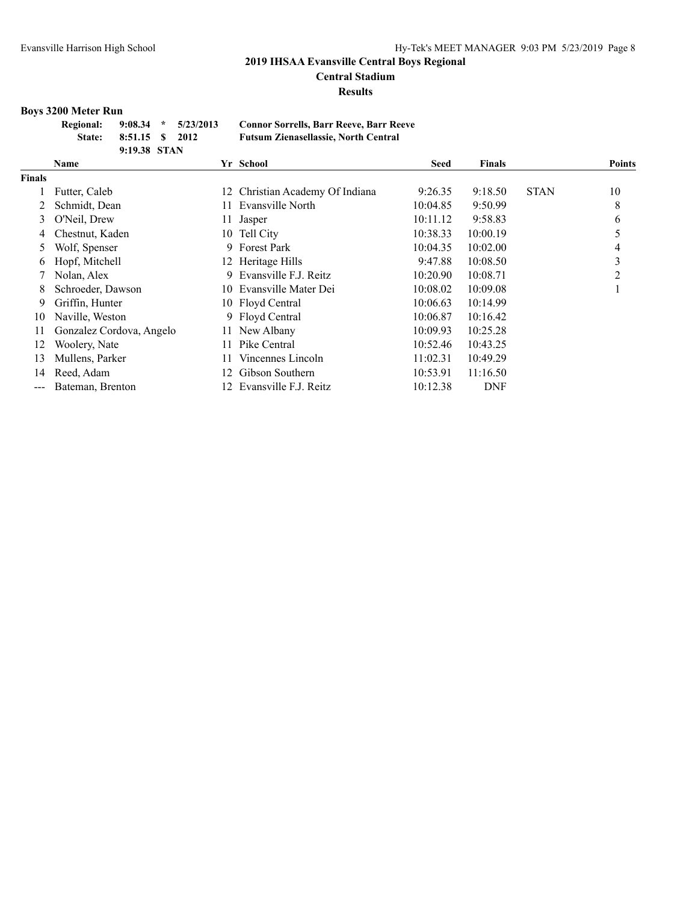## 2019 IHSAA Evansville Central Boys Regional

### Central Stadium

### Results

**Boys 3200 Meter Run**

| | | | | |
|---|---|---|---|---|
| **Regional:** | **9:08.34** | **\*** | **5/23/2013** | **Connor Sorrells, Barr Reeve, Barr Reeve** |
| **State:** | **8:51.15** | **$** | **2012** | **Futsum Zienasellassie, North Central** |
| | **9:19.38** | **STAN** | | |

| | Name | Yr | School | Seed | Finals | | Points |
|---|---|---|---|---|---|---|---|
| **Finals** | | | | | | | |
| 1 | Futter, Caleb | 12 | Christian Academy Of Indiana | 9:26.35 | 9:18.50 | STAN | 10 |
| 2 | Schmidt, Dean | 11 | Evansville North | 10:04.85 | 9:50.99 | | 8 |
| 3 | O'Neil, Drew | 11 | Jasper | 10:11.12 | 9:58.83 | | 6 |
| 4 | Chestnut, Kaden | 10 | Tell City | 10:38.33 | 10:00.19 | | 5 |
| 5 | Wolf, Spenser | 9 | Forest Park | 10:04.35 | 10:02.00 | | 4 |
| 6 | Hopf, Mitchell | 12 | Heritage Hills | 9:47.88 | 10:08.50 | | 3 |
| 7 | Nolan, Alex | 9 | Evansville F.J. Reitz | 10:20.90 | 10:08.71 | | 2 |
| 8 | Schroeder, Dawson | 10 | Evansville Mater Dei | 10:08.02 | 10:09.08 | | 1 |
| 9 | Griffin, Hunter | 10 | Floyd Central | 10:06.63 | 10:14.99 | | |
| 10 | Naville, Weston | 9 | Floyd Central | 10:06.87 | 10:16.42 | | |
| 11 | Gonzalez Cordova, Angelo | 11 | New Albany | 10:09.93 | 10:25.28 | | |
| 12 | Woolery, Nate | 11 | Pike Central | 10:52.46 | 10:43.25 | | |
| 13 | Mullens, Parker | 11 | Vincennes Lincoln | 11:02.31 | 10:49.29 | | |
| 14 | Reed, Adam | 12 | Gibson Southern | 10:53.91 | 11:16.50 | | |
| --- | Bateman, Brenton | 12 | Evansville F.J. Reitz | 10:12.38 | DNF | | |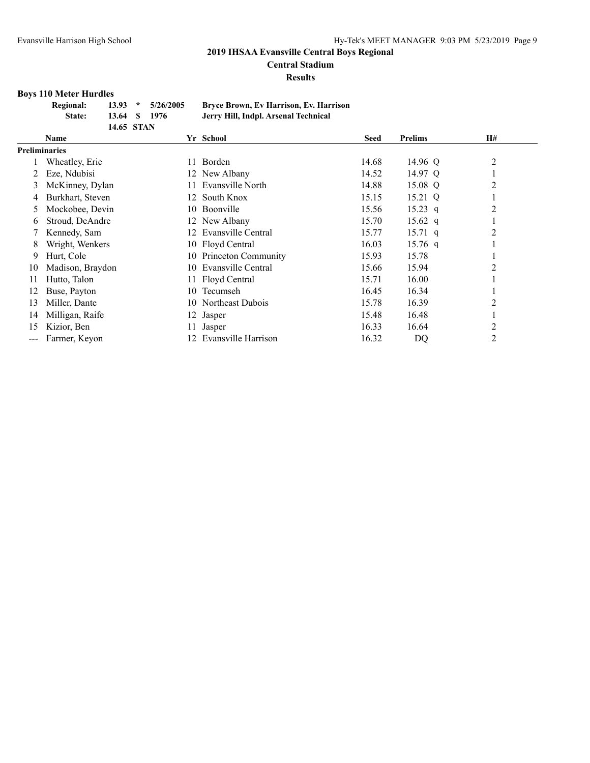## 2019 IHSAA Evansville Central Boys Regional

### Central Stadium

### Results

**Boys 110 Meter Hurdles**

| | | | | |
|---|---|---|---|---|
| **Regional:** | **13.93** | * | **5/26/2005** | **Bryce Brown, Ev Harrison, Ev. Harrison** |
| **State:** | **13.64** | $ | **1976** | **Jerry Hill, Indpl. Arsenal Technical** |
| | **14.65** | **STAN** | | |

| | Name | Yr | School | Seed | Prelims | | H# |
|---|---|---|---|---|---|---|---|
| **Preliminaries** | | | | | | | |
| 1 | Wheatley, Eric | 11 | Borden | 14.68 | 14.96 | Q | 2 |
| 2 | Eze, Ndubisi | 12 | New Albany | 14.52 | 14.97 | Q | 1 |
| 3 | McKinney, Dylan | 11 | Evansville North | 14.88 | 15.08 | Q | 2 |
| 4 | Burkhart, Steven | 12 | South Knox | 15.15 | 15.21 | Q | 1 |
| 5 | Mockobee, Devin | 10 | Boonville | 15.56 | 15.23 | q | 2 |
| 6 | Stroud, DeAndre | 12 | New Albany | 15.70 | 15.62 | q | 1 |
| 7 | Kennedy, Sam | 12 | Evansville Central | 15.77 | 15.71 | q | 2 |
| 8 | Wright, Wenkers | 10 | Floyd Central | 16.03 | 15.76 | q | 1 |
| 9 | Hurt, Cole | 10 | Princeton Community | 15.93 | 15.78 | | 1 |
| 10 | Madison, Braydon | 10 | Evansville Central | 15.66 | 15.94 | | 2 |
| 11 | Hutto, Talon | 11 | Floyd Central | 15.71 | 16.00 | | 1 |
| 12 | Buse, Payton | 10 | Tecumseh | 16.45 | 16.34 | | 1 |
| 13 | Miller, Dante | 10 | Northeast Dubois | 15.78 | 16.39 | | 2 |
| 14 | Milligan, Raife | 12 | Jasper | 15.48 | 16.48 | | 1 |
| 15 | Kizior, Ben | 11 | Jasper | 16.33 | 16.64 | | 2 |
| --- | Farmer, Keyon | 12 | Evansville Harrison | 16.32 | DQ | | 2 |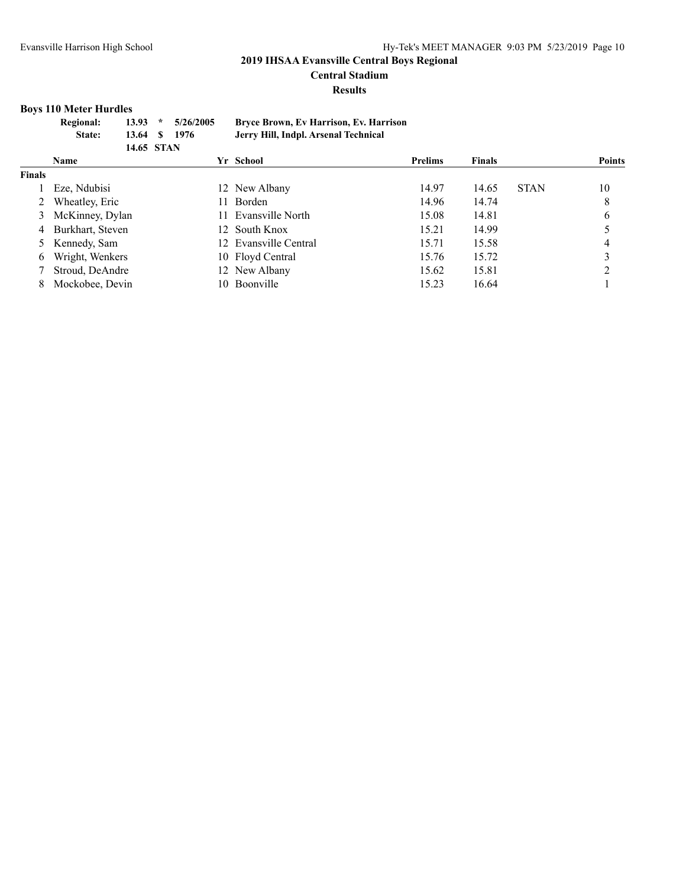## 2019 IHSAA Evansville Central Boys Regional

**Central Stadium**

**Results**

### Boys 110 Meter Hurdles

| | | | | |
|---|---|---|---|---|
| **Regional:** | **13.93** | ***** | **5/26/2005** | **Bryce Brown, Ev Harrison, Ev. Harrison** |
| **State:** | **13.64** | **$** | **1976** | **Jerry Hill, Indpl. Arsenal Technical** |
| | **14.65** | **STAN** | | |

| | Name | Yr | School | Prelims | Finals | | Points |
|---|---|---|---|---|---|---|---|
| **Finals** | | | | | | | |
| 1 | Eze, Ndubisi | 12 | New Albany | 14.97 | 14.65 | STAN | 10 |
| 2 | Wheatley, Eric | 11 | Borden | 14.96 | 14.74 | | 8 |
| 3 | McKinney, Dylan | 11 | Evansville North | 15.08 | 14.81 | | 6 |
| 4 | Burkhart, Steven | 12 | South Knox | 15.21 | 14.99 | | 5 |
| 5 | Kennedy, Sam | 12 | Evansville Central | 15.71 | 15.58 | | 4 |
| 6 | Wright, Wenkers | 10 | Floyd Central | 15.76 | 15.72 | | 3 |
| 7 | Stroud, DeAndre | 12 | New Albany | 15.62 | 15.81 | | 2 |
| 8 | Mockobee, Devin | 10 | Boonville | 15.23 | 16.64 | | 1 |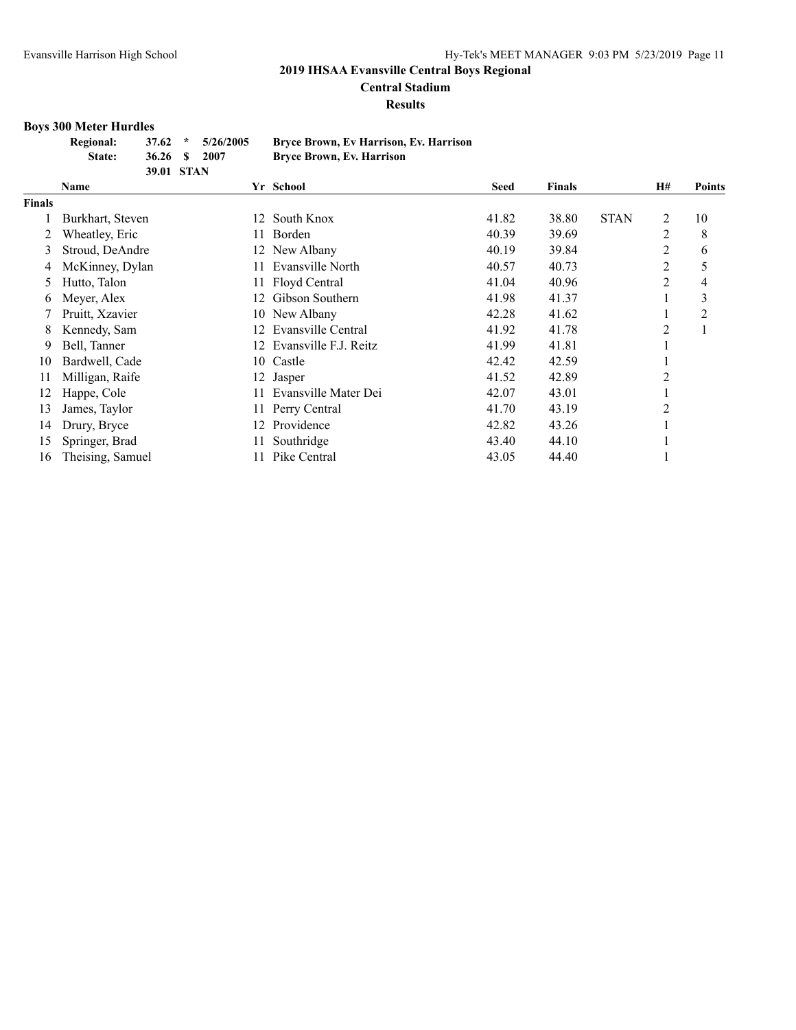## 2019 IHSAA Evansville Central Boys Regional

### Central Stadium

### Results

**Boys 300 Meter Hurdles**

| | | | | |
|---|---|---|---|---|
| **Regional:** | **37.62** | ***** | **5/26/2005** | **Bryce Brown, Ev Harrison, Ev. Harrison** |
| **State:** | **36.26** | **$** | **2007** | **Bryce Brown, Ev. Harrison** |
| | **39.01** | **STAN** | | |

| | Name | Yr | School | Seed | Finals | | H# | Points |
|---|---|---|---|---|---|---|---|---|
| **Finals** | | | | | | | | |
| 1 | Burkhart, Steven | 12 | South Knox | 41.82 | 38.80 | STAN | 2 | 10 |
| 2 | Wheatley, Eric | 11 | Borden | 40.39 | 39.69 | | 2 | 8 |
| 3 | Stroud, DeAndre | 12 | New Albany | 40.19 | 39.84 | | 2 | 6 |
| 4 | McKinney, Dylan | 11 | Evansville North | 40.57 | 40.73 | | 2 | 5 |
| 5 | Hutto, Talon | 11 | Floyd Central | 41.04 | 40.96 | | 2 | 4 |
| 6 | Meyer, Alex | 12 | Gibson Southern | 41.98 | 41.37 | | 1 | 3 |
| 7 | Pruitt, Xzavier | 10 | New Albany | 42.28 | 41.62 | | 1 | 2 |
| 8 | Kennedy, Sam | 12 | Evansville Central | 41.92 | 41.78 | | 2 | 1 |
| 9 | Bell, Tanner | 12 | Evansville F.J. Reitz | 41.99 | 41.81 | | 1 | |
| 10 | Bardwell, Cade | 10 | Castle | 42.42 | 42.59 | | 1 | |
| 11 | Milligan, Raife | 12 | Jasper | 41.52 | 42.89 | | 2 | |
| 12 | Happe, Cole | 11 | Evansville Mater Dei | 42.07 | 43.01 | | 1 | |
| 13 | James, Taylor | 11 | Perry Central | 41.70 | 43.19 | | 2 | |
| 14 | Drury, Bryce | 12 | Providence | 42.82 | 43.26 | | 1 | |
| 15 | Springer, Brad | 11 | Southridge | 43.40 | 44.10 | | 1 | |
| 16 | Theising, Samuel | 11 | Pike Central | 43.05 | 44.40 | | 1 | |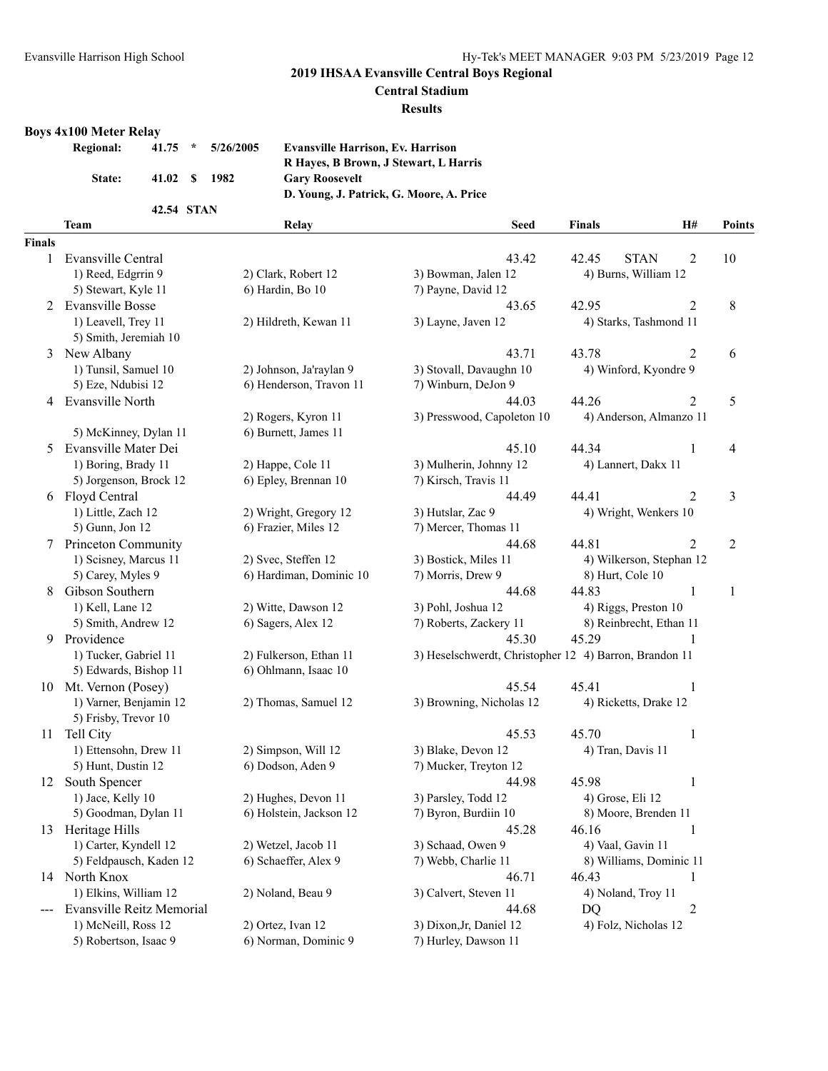# 2019 IHSAA Evansville Central Boys Regional

## Central Stadium

## Results

### Boys 4x100 Meter Relay

| | | | | |
|---|---|---|---|---|
| Regional: | 41.75 | * | 5/26/2005 | Evansville Harrison, Ev. Harrison |
| | | | | R Hayes, B Brown, J Stewart, L Harris |
| State: | 41.02 | $ | 1982 | Gary Roosevelt |
| | | | | D. Young, J. Patrick, G. Moore, A. Price |
| | 42.54 | STAN | | |

| | Team | Relay | | Seed | Finals | H# | Points |
|---|---|---|---|---|---|---|---|
| **Finals** | | | | | | | |
| 1 | Evansville Central | | | 43.42 | 42.45 STAN | 2 | 10 |
| | 1) Reed, Edgrrin 9 | 2) Clark, Robert 12 | 3) Bowman, Jalen 12 | 4) Burns, William 12 | | | |
| | 5) Stewart, Kyle 11 | 6) Hardin, Bo 10 | 7) Payne, David 12 | | | | |
| 2 | Evansville Bosse | | | 43.65 | 42.95 | 2 | 8 |
| | 1) Leavell, Trey 11 | 2) Hildreth, Kewan 11 | 3) Layne, Javen 12 | 4) Starks, Tashmond 11 | | | |
| | 5) Smith, Jeremiah 10 | | | | | | |
| 3 | New Albany | | | 43.71 | 43.78 | 2 | 6 |
| | 1) Tunsil, Samuel 10 | 2) Johnson, Ja'raylan 9 | 3) Stovall, Davaughn 10 | 4) Winford, Kyondre 9 | | | |
| | 5) Eze, Ndubisi 12 | 6) Henderson, Travon 11 | 7) Winburn, DeJon 9 | | | | |
| 4 | Evansville North | | | 44.03 | 44.26 | 2 | 5 |
| | | 2) Rogers, Kyron 11 | 3) Presswood, Capoleton 10 | 4) Anderson, Almanzo 11 | | | |
| | 5) McKinney, Dylan 11 | 6) Burnett, James 11 | | | | | |
| 5 | Evansville Mater Dei | | | 45.10 | 44.34 | 1 | 4 |
| | 1) Boring, Brady 11 | 2) Happe, Cole 11 | 3) Mulherin, Johnny 12 | 4) Lannert, Dakx 11 | | | |
| | 5) Jorgenson, Brock 12 | 6) Epley, Brennan 10 | 7) Kirsch, Travis 11 | | | | |
| 6 | Floyd Central | | | 44.49 | 44.41 | 2 | 3 |
| | 1) Little, Zach 12 | 2) Wright, Gregory 12 | 3) Hutslar, Zac 9 | 4) Wright, Wenkers 10 | | | |
| | 5) Gunn, Jon 12 | 6) Frazier, Miles 12 | 7) Mercer, Thomas 11 | | | | |
| 7 | Princeton Community | | | 44.68 | 44.81 | 2 | 2 |
| | 1) Scisney, Marcus 11 | 2) Svec, Steffen 12 | 3) Bostick, Miles 11 | 4) Wilkerson, Stephan 12 | | | |
| | 5) Carey, Myles 9 | 6) Hardiman, Dominic 10 | 7) Morris, Drew 9 | 8) Hurt, Cole 10 | | | |
| 8 | Gibson Southern | | | 44.68 | 44.83 | 1 | 1 |
| | 1) Kell, Lane 12 | 2) Witte, Dawson 12 | 3) Pohl, Joshua 12 | 4) Riggs, Preston 10 | | | |
| | 5) Smith, Andrew 12 | 6) Sagers, Alex 12 | 7) Roberts, Zackery 11 | 8) Reinbrecht, Ethan 11 | | | |
| 9 | Providence | | | 45.30 | 45.29 | 1 | |
| | 1) Tucker, Gabriel 11 | 2) Fulkerson, Ethan 11 | 3) Heselschwerdt, Christopher 12 | 4) Barron, Brandon 11 | | | |
| | 5) Edwards, Bishop 11 | 6) Ohlmann, Isaac 10 | | | | | |
| 10 | Mt. Vernon (Posey) | | | 45.54 | 45.41 | 1 | |
| | 1) Varner, Benjamin 12 | 2) Thomas, Samuel 12 | 3) Browning, Nicholas 12 | 4) Ricketts, Drake 12 | | | |
| | 5) Frisby, Trevor 10 | | | | | | |
| 11 | Tell City | | | 45.53 | 45.70 | 1 | |
| | 1) Ettensohn, Drew 11 | 2) Simpson, Will 12 | 3) Blake, Devon 12 | 4) Tran, Davis 11 | | | |
| | 5) Hunt, Dustin 12 | 6) Dodson, Aden 9 | 7) Mucker, Treyton 12 | | | | |
| 12 | South Spencer | | | 44.98 | 45.98 | 1 | |
| | 1) Jace, Kelly 10 | 2) Hughes, Devon 11 | 3) Parsley, Todd 12 | 4) Grose, Eli 12 | | | |
| | 5) Goodman, Dylan 11 | 6) Holstein, Jackson 12 | 7) Byron, Burdiin 10 | 8) Moore, Brenden 11 | | | |
| 13 | Heritage Hills | | | 45.28 | 46.16 | 1 | |
| | 1) Carter, Kyndell 12 | 2) Wetzel, Jacob 11 | 3) Schaad, Owen 9 | 4) Vaal, Gavin 11 | | | |
| | 5) Feldpausch, Kaden 12 | 6) Schaeffer, Alex 9 | 7) Webb, Charlie 11 | 8) Williams, Dominic 11 | | | |
| 14 | North Knox | | | 46.71 | 46.43 | 1 | |
| | 1) Elkins, William 12 | 2) Noland, Beau 9 | 3) Calvert, Steven 11 | 4) Noland, Troy 11 | | | |
| --- | Evansville Reitz Memorial | | | 44.68 | DQ | 2 | |
| | 1) McNeill, Ross 12 | 2) Ortez, Ivan 12 | 3) Dixon,Jr, Daniel 12 | 4) Folz, Nicholas 12 | | | |
| | 5) Robertson, Isaac 9 | 6) Norman, Dominic 9 | 7) Hurley, Dawson 11 | | | | |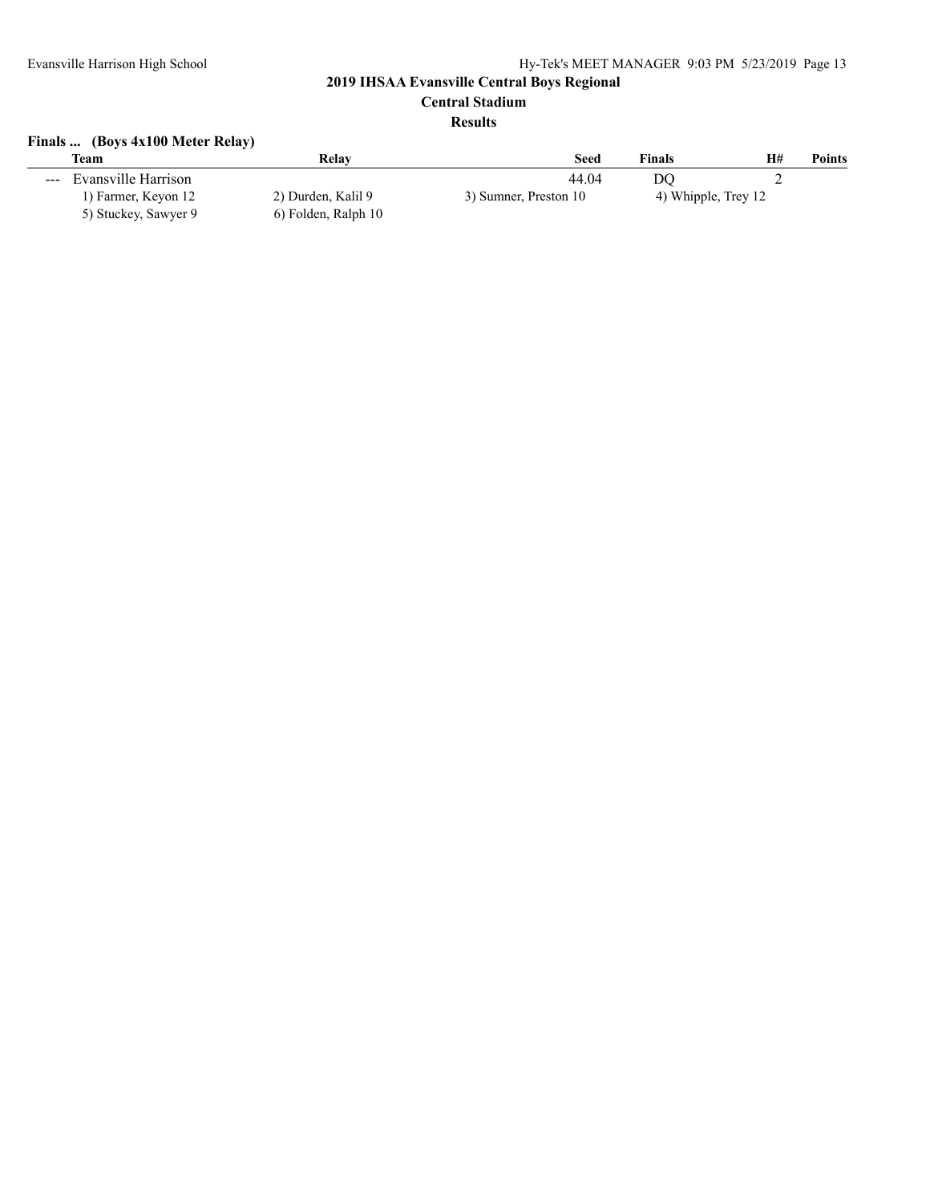## 2019 IHSAA Evansville Central Boys Regional

### Central Stadium

### Results

**Finals ... (Boys 4x100 Meter Relay)**

|  | Team | Relay | Seed | Finals | H# | Points |
|---|---|---|---|---|---|---|
| --- | Evansville Harrison |  | 44.04 | DQ | 2 |  |

1) Farmer, Keyon 12 2) Durden, Kalil 9 3) Sumner, Preston 10 4) Whipple, Trey 12
5) Stuckey, Sawyer 9 6) Folden, Ralph 10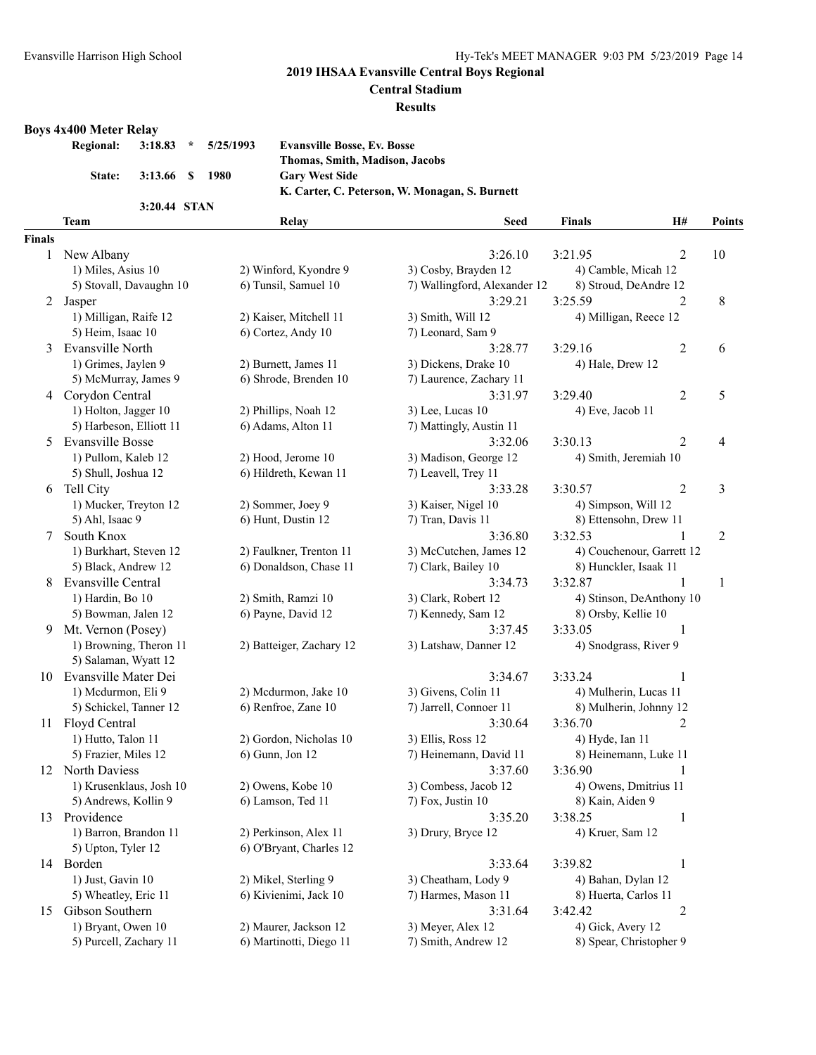## 2019 IHSAA Evansville Central Boys Regional

**Central Stadium**

**Results**

### Boys 4x400 Meter Relay

| | | | | |
|---|---|---|---|---|
| **Regional:** | **3:18.83** | **\*** | **5/25/1993** | **Evansville Bosse, Ev. Bosse** |
| | | | | **Thomas, Smith, Madison, Jacobs** |
| **State:** | **3:13.66** | **$** | **1980** | **Gary West Side** |
| | | | | **K. Carter, C. Peterson, W. Monagan, S. Burnett** |
| | **3:20.44** | **STAN** | | |

**Finals**

| Place | Team | Relay | Seed | Finals | H# | Points |
|---|---|---|---|---|---|---|
| 1 | New Albany | | 3:26.10 | 3:21.95 | 2 | 10 |
| | 1) Miles, Asius 10 | 2) Winford, Kyondre 9 | 3) Cosby, Brayden 12 | 4) Camble, Micah 12 | | |
| | 5) Stovall, Davaughn 10 | 6) Tunsil, Samuel 10 | 7) Wallingford, Alexander 12 | 8) Stroud, DeAndre 12 | | |
| 2 | Jasper | | 3:29.21 | 3:25.59 | 2 | 8 |
| | 1) Milligan, Raife 12 | 2) Kaiser, Mitchell 11 | 3) Smith, Will 12 | 4) Milligan, Reece 12 | | |
| | 5) Heim, Isaac 10 | 6) Cortez, Andy 10 | 7) Leonard, Sam 9 | | | |
| 3 | Evansville North | | 3:28.77 | 3:29.16 | 2 | 6 |
| | 1) Grimes, Jaylen 9 | 2) Burnett, James 11 | 3) Dickens, Drake 10 | 4) Hale, Drew 12 | | |
| | 5) McMurray, James 9 | 6) Shrode, Brenden 10 | 7) Laurence, Zachary 11 | | | |
| 4 | Corydon Central | | 3:31.97 | 3:29.40 | 2 | 5 |
| | 1) Holton, Jagger 10 | 2) Phillips, Noah 12 | 3) Lee, Lucas 10 | 4) Eve, Jacob 11 | | |
| | 5) Harbeson, Elliott 11 | 6) Adams, Alton 11 | 7) Mattingly, Austin 11 | | | |
| 5 | Evansville Bosse | | 3:32.06 | 3:30.13 | 2 | 4 |
| | 1) Pullom, Kaleb 12 | 2) Hood, Jerome 10 | 3) Madison, George 12 | 4) Smith, Jeremiah 10 | | |
| | 5) Shull, Joshua 12 | 6) Hildreth, Kewan 11 | 7) Leavell, Trey 11 | | | |
| 6 | Tell City | | 3:33.28 | 3:30.57 | 2 | 3 |
| | 1) Mucker, Treyton 12 | 2) Sommer, Joey 9 | 3) Kaiser, Nigel 10 | 4) Simpson, Will 12 | | |
| | 5) Ahl, Isaac 9 | 6) Hunt, Dustin 12 | 7) Tran, Davis 11 | 8) Ettensohn, Drew 11 | | |
| 7 | South Knox | | 3:36.80 | 3:32.53 | 1 | 2 |
| | 1) Burkhart, Steven 12 | 2) Faulkner, Trenton 11 | 3) McCutchen, James 12 | 4) Couchenour, Garrett 12 | | |
| | 5) Black, Andrew 12 | 6) Donaldson, Chase 11 | 7) Clark, Bailey 10 | 8) Hunckler, Isaak 11 | | |
| 8 | Evansville Central | | 3:34.73 | 3:32.87 | 1 | 1 |
| | 1) Hardin, Bo 10 | 2) Smith, Ramzi 10 | 3) Clark, Robert 12 | 4) Stinson, DeAnthony 10 | | |
| | 5) Bowman, Jalen 12 | 6) Payne, David 12 | 7) Kennedy, Sam 12 | 8) Orsby, Kellie 10 | | |
| 9 | Mt. Vernon (Posey) | | 3:37.45 | 3:33.05 | 1 | |
| | 1) Browning, Theron 11 | 2) Batteiger, Zachary 12 | 3) Latshaw, Danner 12 | 4) Snodgrass, River 9 | | |
| | 5) Salaman, Wyatt 12 | | | | | |
| 10 | Evansville Mater Dei | | 3:34.67 | 3:33.24 | 1 | |
| | 1) Mcdurmon, Eli 9 | 2) Mcdurmon, Jake 10 | 3) Givens, Colin 11 | 4) Mulherin, Lucas 11 | | |
| | 5) Schickel, Tanner 12 | 6) Renfroe, Zane 10 | 7) Jarrell, Connoer 11 | 8) Mulherin, Johnny 12 | | |
| 11 | Floyd Central | | 3:30.64 | 3:36.70 | 2 | |
| | 1) Hutto, Talon 11 | 2) Gordon, Nicholas 10 | 3) Ellis, Ross 12 | 4) Hyde, Ian 11 | | |
| | 5) Frazier, Miles 12 | 6) Gunn, Jon 12 | 7) Heinemann, David 11 | 8) Heinemann, Luke 11 | | |
| 12 | North Daviess | | 3:37.60 | 3:36.90 | 1 | |
| | 1) Krusenklaus, Josh 10 | 2) Owens, Kobe 10 | 3) Combess, Jacob 12 | 4) Owens, Dmitrius 11 | | |
| | 5) Andrews, Kollin 9 | 6) Lamson, Ted 11 | 7) Fox, Justin 10 | 8) Kain, Aiden 9 | | |
| 13 | Providence | | 3:35.20 | 3:38.25 | 1 | |
| | 1) Barron, Brandon 11 | 2) Perkinson, Alex 11 | 3) Drury, Bryce 12 | 4) Kruer, Sam 12 | | |
| | 5) Upton, Tyler 12 | 6) O'Bryant, Charles 12 | | | | |
| 14 | Borden | | 3:33.64 | 3:39.82 | 1 | |
| | 1) Just, Gavin 10 | 2) Mikel, Sterling 9 | 3) Cheatham, Lody 9 | 4) Bahan, Dylan 12 | | |
| | 5) Wheatley, Eric 11 | 6) Kivienimi, Jack 10 | 7) Harmes, Mason 11 | 8) Huerta, Carlos 11 | | |
| 15 | Gibson Southern | | 3:31.64 | 3:42.42 | 2 | |
| | 1) Bryant, Owen 10 | 2) Maurer, Jackson 12 | 3) Meyer, Alex 12 | 4) Gick, Avery 12 | | |
| | 5) Purcell, Zachary 11 | 6) Martinotti, Diego 11 | 7) Smith, Andrew 12 | 8) Spear, Christopher 9 | | |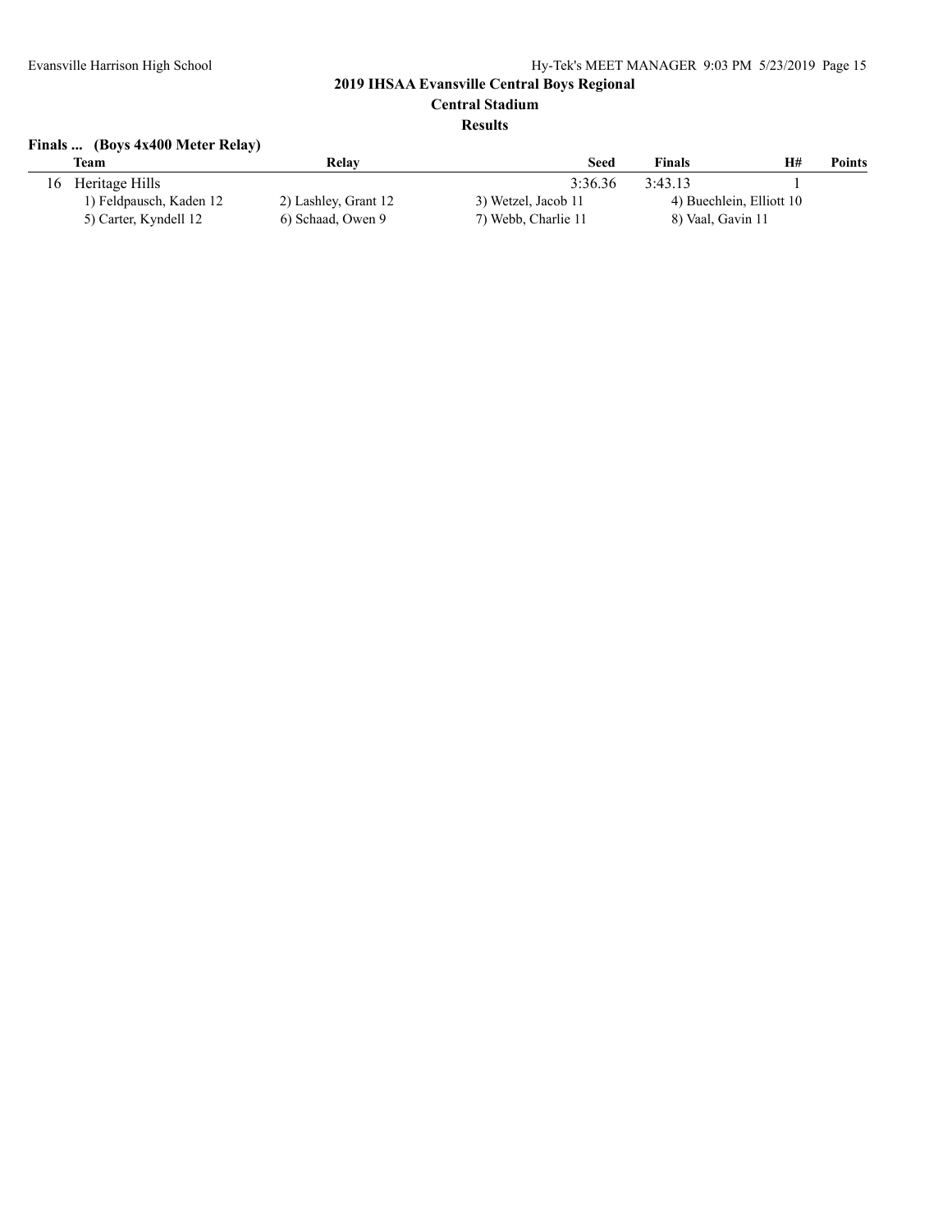## 2019 IHSAA Evansville Central Boys Regional

### Central Stadium

### Results

**Finals ... (Boys 4x400 Meter Relay)**

| | Team | Relay | Seed | Finals | H# | Points |
|---|---|---|---|---|---|---|
| 16 | Heritage Hills | | 3:36.36 | 3:43.13 | 1 | |
| | 1) Feldpausch, Kaden 12 | 2) Lashley, Grant 12 | 3) Wetzel, Jacob 11 | 4) Buechlein, Elliott 10 | | |
| | 5) Carter, Kyndell 12 | 6) Schaad, Owen 9 | 7) Webb, Charlie 11 | 8) Vaal, Gavin 11 | | |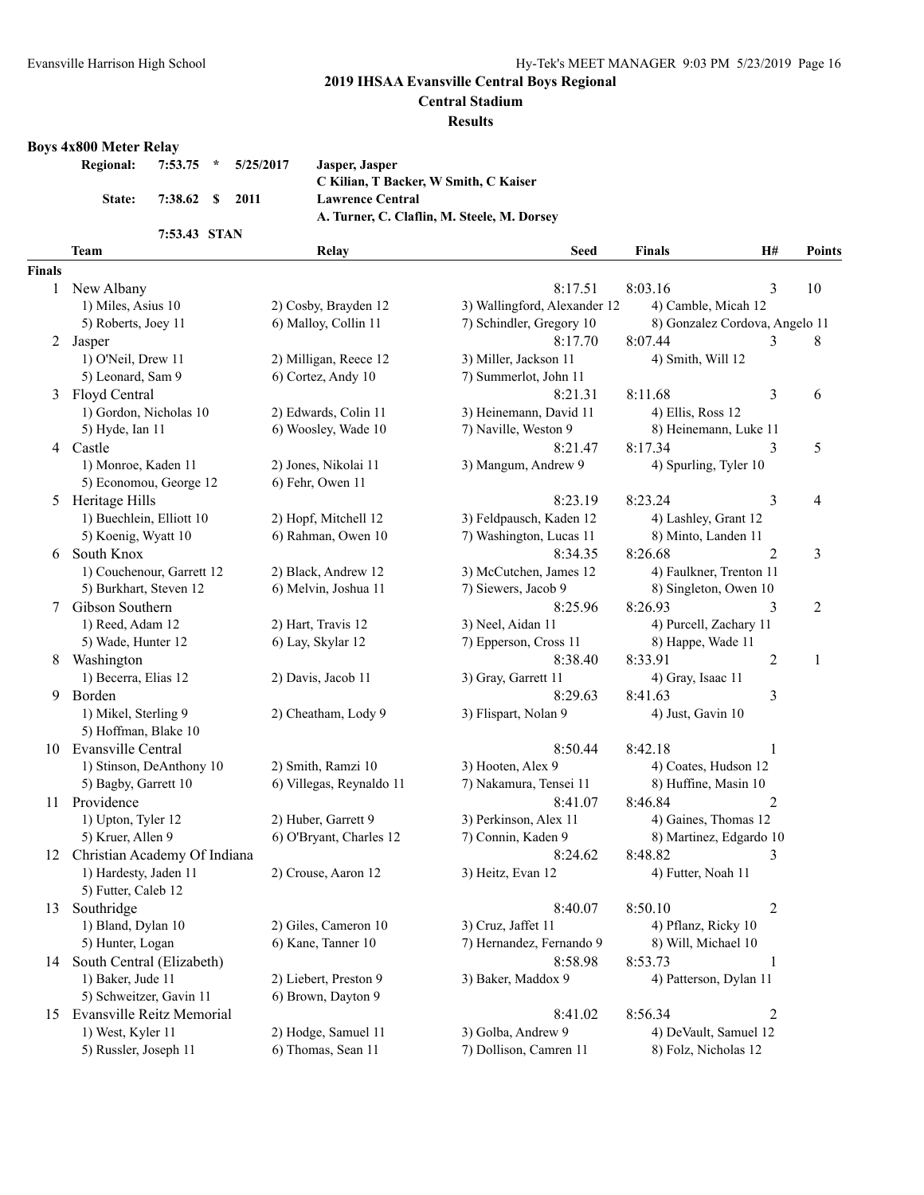## 2019 IHSAA Evansville Central Boys Regional

**Central Stadium**

**Results**

### Boys 4x800 Meter Relay

| | | | | |
|---|---|---|---|---|
| **Regional:** | **7:53.75** | ***** | **5/25/2017** | **Jasper, Jasper** |
| | | | | **C Kilian, T Backer, W Smith, C Kaiser** |
| **State:** | **7:38.62** | **$** | **2011** | **Lawrence Central** |
| | | | | **A. Turner, C. Claflin, M. Steele, M. Dorsey** |
| | **7:53.43** | **STAN** | | |

| | Team | Relay | Seed | Finals | H# | Points |
|---|---|---|---|---|---|---|
| **Finals** | | | | | | |
| 1 | New Albany | | 8:17.51 | 8:03.16 | 3 | 10 |
| | 1) Miles, Asius 10 | 2) Cosby, Brayden 12 | 3) Wallingford, Alexander 12 | 4) Camble, Micah 12 | | |
| | 5) Roberts, Joey 11 | 6) Malloy, Collin 11 | 7) Schindler, Gregory 10 | 8) Gonzalez Cordova, Angelo 11 | | |
| 2 | Jasper | | 8:17.70 | 8:07.44 | 3 | 8 |
| | 1) O'Neil, Drew 11 | 2) Milligan, Reece 12 | 3) Miller, Jackson 11 | 4) Smith, Will 12 | | |
| | 5) Leonard, Sam 9 | 6) Cortez, Andy 10 | 7) Summerlot, John 11 | | | |
| 3 | Floyd Central | | 8:21.31 | 8:11.68 | 3 | 6 |
| | 1) Gordon, Nicholas 10 | 2) Edwards, Colin 11 | 3) Heinemann, David 11 | 4) Ellis, Ross 12 | | |
| | 5) Hyde, Ian 11 | 6) Woosley, Wade 10 | 7) Naville, Weston 9 | 8) Heinemann, Luke 11 | | |
| 4 | Castle | | 8:21.47 | 8:17.34 | 3 | 5 |
| | 1) Monroe, Kaden 11 | 2) Jones, Nikolai 11 | 3) Mangum, Andrew 9 | 4) Spurling, Tyler 10 | | |
| | 5) Economou, George 12 | 6) Fehr, Owen 11 | | | | |
| 5 | Heritage Hills | | 8:23.19 | 8:23.24 | 3 | 4 |
| | 1) Buechlein, Elliott 10 | 2) Hopf, Mitchell 12 | 3) Feldpausch, Kaden 12 | 4) Lashley, Grant 12 | | |
| | 5) Koenig, Wyatt 10 | 6) Rahman, Owen 10 | 7) Washington, Lucas 11 | 8) Minto, Landen 11 | | |
| 6 | South Knox | | 8:34.35 | 8:26.68 | 2 | 3 |
| | 1) Couchenour, Garrett 12 | 2) Black, Andrew 12 | 3) McCutchen, James 12 | 4) Faulkner, Trenton 11 | | |
| | 5) Burkhart, Steven 12 | 6) Melvin, Joshua 11 | 7) Siewers, Jacob 9 | 8) Singleton, Owen 10 | | |
| 7 | Gibson Southern | | 8:25.96 | 8:26.93 | 3 | 2 |
| | 1) Reed, Adam 12 | 2) Hart, Travis 12 | 3) Neel, Aidan 11 | 4) Purcell, Zachary 11 | | |
| | 5) Wade, Hunter 12 | 6) Lay, Skylar 12 | 7) Epperson, Cross 11 | 8) Happe, Wade 11 | | |
| 8 | Washington | | 8:38.40 | 8:33.91 | 2 | 1 |
| | 1) Becerra, Elias 12 | 2) Davis, Jacob 11 | 3) Gray, Garrett 11 | 4) Gray, Isaac 11 | | |
| 9 | Borden | | 8:29.63 | 8:41.63 | 3 | |
| | 1) Mikel, Sterling 9 | 2) Cheatham, Lody 9 | 3) Flispart, Nolan 9 | 4) Just, Gavin 10 | | |
| | 5) Hoffman, Blake 10 | | | | | |
| 10 | Evansville Central | | 8:50.44 | 8:42.18 | 1 | |
| | 1) Stinson, DeAnthony 10 | 2) Smith, Ramzi 10 | 3) Hooten, Alex 9 | 4) Coates, Hudson 12 | | |
| | 5) Bagby, Garrett 10 | 6) Villegas, Reynaldo 11 | 7) Nakamura, Tensei 11 | 8) Huffine, Masin 10 | | |
| 11 | Providence | | 8:41.07 | 8:46.84 | 2 | |
| | 1) Upton, Tyler 12 | 2) Huber, Garrett 9 | 3) Perkinson, Alex 11 | 4) Gaines, Thomas 12 | | |
| | 5) Kruer, Allen 9 | 6) O'Bryant, Charles 12 | 7) Connin, Kaden 9 | 8) Martinez, Edgardo 10 | | |
| 12 | Christian Academy Of Indiana | | 8:24.62 | 8:48.82 | 3 | |
| | 1) Hardesty, Jaden 11 | 2) Crouse, Aaron 12 | 3) Heitz, Evan 12 | 4) Futter, Noah 11 | | |
| | 5) Futter, Caleb 12 | | | | | |
| 13 | Southridge | | 8:40.07 | 8:50.10 | 2 | |
| | 1) Bland, Dylan 10 | 2) Giles, Cameron 10 | 3) Cruz, Jaffet 11 | 4) Pflanz, Ricky 10 | | |
| | 5) Hunter, Logan | 6) Kane, Tanner 10 | 7) Hernandez, Fernando 9 | 8) Will, Michael 10 | | |
| 14 | South Central (Elizabeth) | | 8:58.98 | 8:53.73 | 1 | |
| | 1) Baker, Jude 11 | 2) Liebert, Preston 9 | 3) Baker, Maddox 9 | 4) Patterson, Dylan 11 | | |
| | 5) Schweitzer, Gavin 11 | 6) Brown, Dayton 9 | | | | |
| 15 | Evansville Reitz Memorial | | 8:41.02 | 8:56.34 | 2 | |
| | 1) West, Kyler 11 | 2) Hodge, Samuel 11 | 3) Golba, Andrew 9 | 4) DeVault, Samuel 12 | | |
| | 5) Russler, Joseph 11 | 6) Thomas, Sean 11 | 7) Dollison, Camren 11 | 8) Folz, Nicholas 12 | | |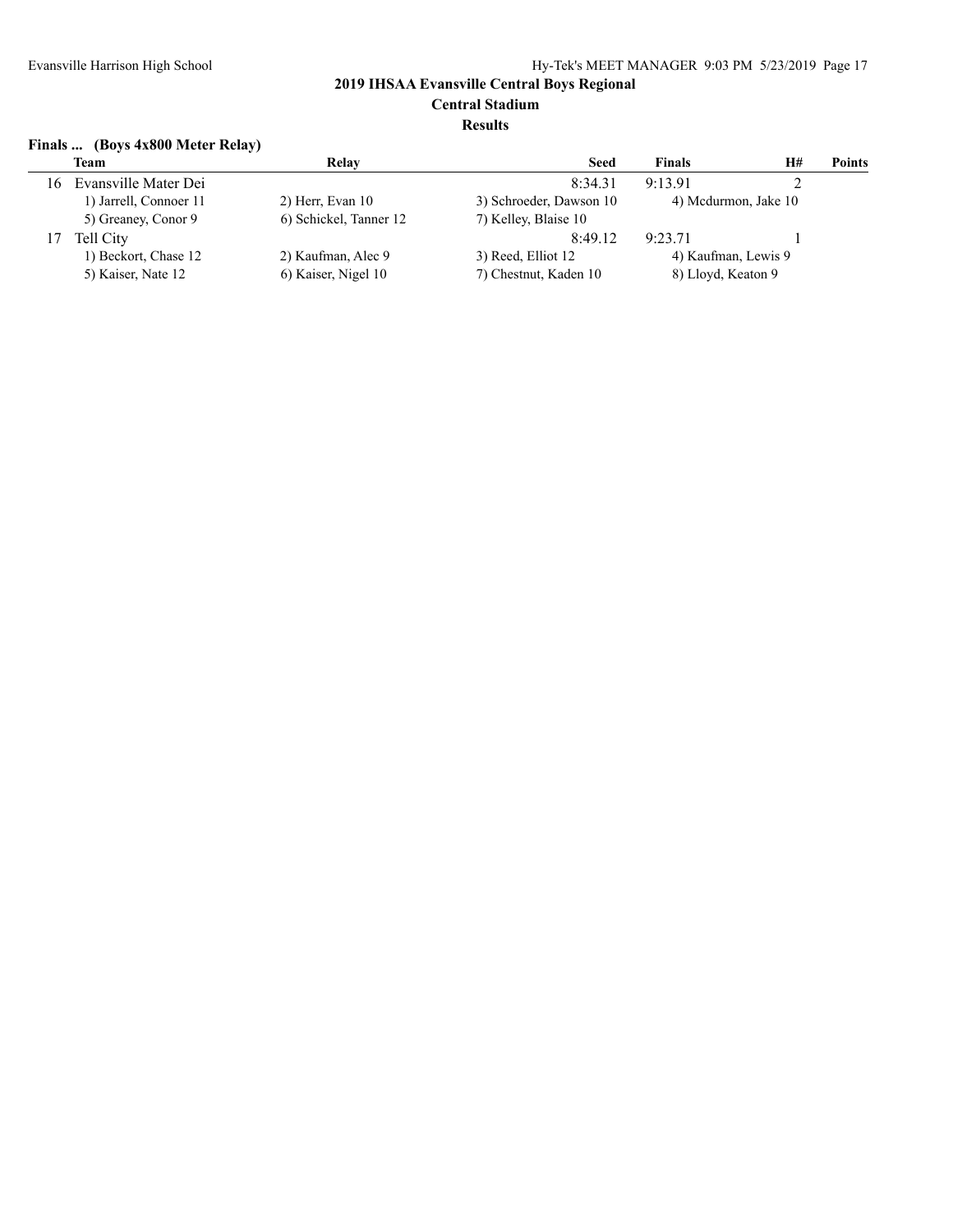# 2019 IHSAA Evansville Central Boys Regional

## Central Stadium

### Results

**Finals ... (Boys 4x800 Meter Relay)**

| | Team | Relay | Seed | Finals | H# | Points |
|---|---|---|---|---|---|---|
| 16 | Evansville Mater Dei | | 8:34.31 | 9:13.91 | 2 | |
| | 1) Jarrell, Connoer 11 | 2) Herr, Evan 10 | 3) Schroeder, Dawson 10 | 4) Mcdurmon, Jake 10 | | |
| | 5) Greaney, Conor 9 | 6) Schickel, Tanner 12 | 7) Kelley, Blaise 10 | | | |
| 17 | Tell City | | 8:49.12 | 9:23.71 | 1 | |
| | 1) Beckort, Chase 12 | 2) Kaufman, Alec 9 | 3) Reed, Elliot 12 | 4) Kaufman, Lewis 9 | | |
| | 5) Kaiser, Nate 12 | 6) Kaiser, Nigel 10 | 7) Chestnut, Kaden 10 | 8) Lloyd, Keaton 9 | | |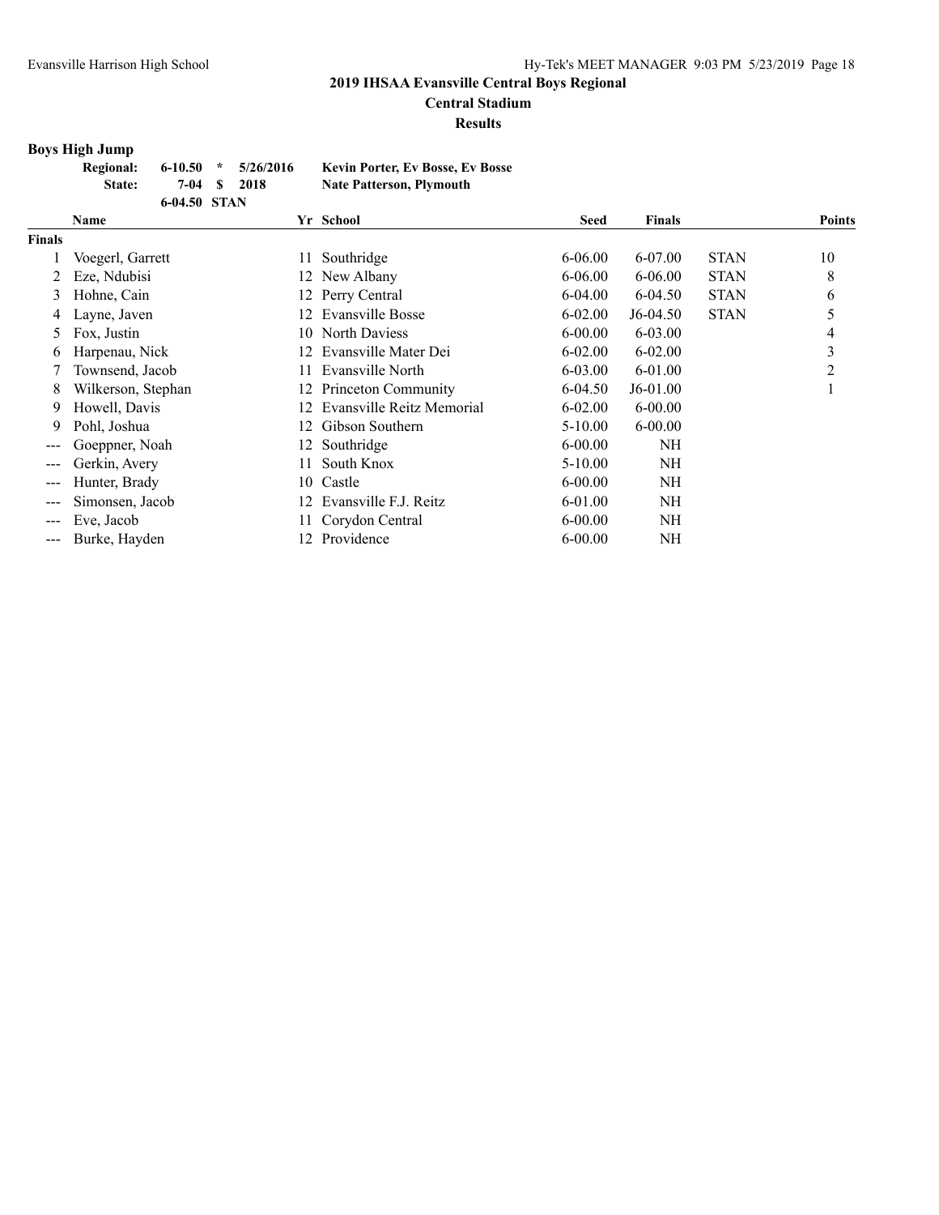## 2019 IHSAA Evansville Central Boys Regional

**Central Stadium**

**Results**

### Boys High Jump

| | | | | |
|---|---|---|---|---|
| **Regional:** | **6-10.50** | ***** | **5/26/2016** | **Kevin Porter, Ev Bosse, Ev Bosse** |
| **State:** | **7-04** | **$** | **2018** | **Nate Patterson, Plymouth** |
| | **6-04.50** | **STAN** | | |

| | Name | Yr | School | Seed | Finals | | Points |
|---|---|---|---|---|---|---|---|
| **Finals** | | | | | | | |
| 1 | Voegerl, Garrett | 11 | Southridge | 6-06.00 | 6-07.00 | STAN | 10 |
| 2 | Eze, Ndubisi | 12 | New Albany | 6-06.00 | 6-06.00 | STAN | 8 |
| 3 | Hohne, Cain | 12 | Perry Central | 6-04.00 | 6-04.50 | STAN | 6 |
| 4 | Layne, Javen | 12 | Evansville Bosse | 6-02.00 | J6-04.50 | STAN | 5 |
| 5 | Fox, Justin | 10 | North Daviess | 6-00.00 | 6-03.00 | | 4 |
| 6 | Harpenau, Nick | 12 | Evansville Mater Dei | 6-02.00 | 6-02.00 | | 3 |
| 7 | Townsend, Jacob | 11 | Evansville North | 6-03.00 | 6-01.00 | | 2 |
| 8 | Wilkerson, Stephan | 12 | Princeton Community | 6-04.50 | J6-01.00 | | 1 |
| 9 | Howell, Davis | 12 | Evansville Reitz Memorial | 6-02.00 | 6-00.00 | | |
| 9 | Pohl, Joshua | 12 | Gibson Southern | 5-10.00 | 6-00.00 | | |
| --- | Goeppner, Noah | 12 | Southridge | 6-00.00 | NH | | |
| --- | Gerkin, Avery | 11 | South Knox | 5-10.00 | NH | | |
| --- | Hunter, Brady | 10 | Castle | 6-00.00 | NH | | |
| --- | Simonsen, Jacob | 12 | Evansville F.J. Reitz | 6-01.00 | NH | | |
| --- | Eve, Jacob | 11 | Corydon Central | 6-00.00 | NH | | |
| --- | Burke, Hayden | 12 | Providence | 6-00.00 | NH | | |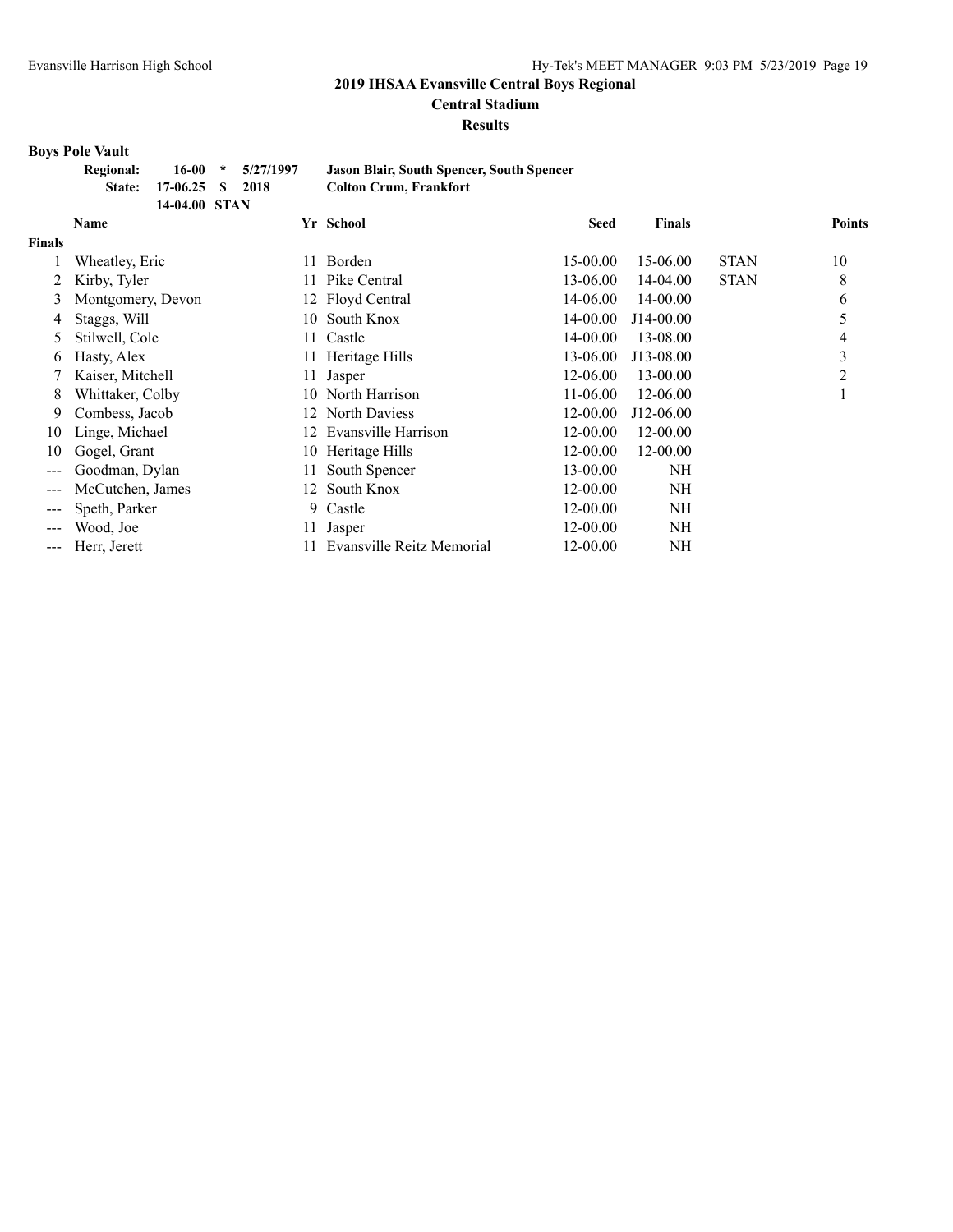**2019 IHSAA Evansville Central Boys Regional**

**Central Stadium**

**Results**

**Boys Pole Vault**

| | | | | |
|---|---|---|---|---|
| **Regional:** | **16-00** | ***** | **5/27/1997** | **Jason Blair, South Spencer, South Spencer** |
| **State:** | **17-06.25** | **$** | **2018** | **Colton Crum, Frankfort** |
| | **14-04.00** | **STAN** | | |

| | Name | Yr | School | Seed | Finals | | Points |
|---|---|---|---|---|---|---|---|
| **Finals** | | | | | | | |
| 1 | Wheatley, Eric | 11 | Borden | 15-00.00 | 15-06.00 | STAN | 10 |
| 2 | Kirby, Tyler | 11 | Pike Central | 13-06.00 | 14-04.00 | STAN | 8 |
| 3 | Montgomery, Devon | 12 | Floyd Central | 14-06.00 | 14-00.00 | | 6 |
| 4 | Staggs, Will | 10 | South Knox | 14-00.00 | J14-00.00 | | 5 |
| 5 | Stilwell, Cole | 11 | Castle | 14-00.00 | 13-08.00 | | 4 |
| 6 | Hasty, Alex | 11 | Heritage Hills | 13-06.00 | J13-08.00 | | 3 |
| 7 | Kaiser, Mitchell | 11 | Jasper | 12-06.00 | 13-00.00 | | 2 |
| 8 | Whittaker, Colby | 10 | North Harrison | 11-06.00 | 12-06.00 | | 1 |
| 9 | Combess, Jacob | 12 | North Daviess | 12-00.00 | J12-06.00 | | |
| 10 | Linge, Michael | 12 | Evansville Harrison | 12-00.00 | 12-00.00 | | |
| 10 | Gogel, Grant | 10 | Heritage Hills | 12-00.00 | 12-00.00 | | |
| --- | Goodman, Dylan | 11 | South Spencer | 13-00.00 | NH | | |
| --- | McCutchen, James | 12 | South Knox | 12-00.00 | NH | | |
| --- | Speth, Parker | 9 | Castle | 12-00.00 | NH | | |
| --- | Wood, Joe | 11 | Jasper | 12-00.00 | NH | | |
| --- | Herr, Jerett | 11 | Evansville Reitz Memorial | 12-00.00 | NH | | |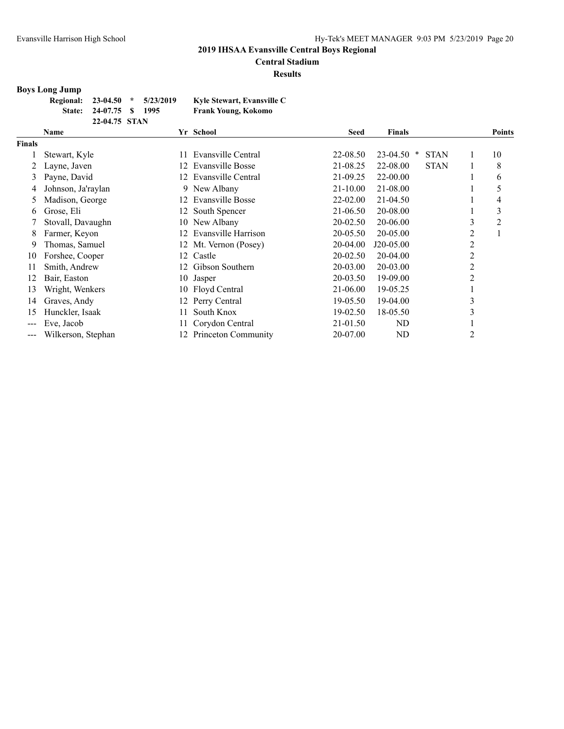## 2019 IHSAA Evansville Central Boys Regional

**Central Stadium**

**Results**

### Boys Long Jump

| | | | | |
|---|---|---|---|---|
| **Regional:** | **23-04.50** | ***** | **5/23/2019** | **Kyle Stewart, Evansville C** |
| **State:** | **24-07.75** | **$** | **1995** | **Frank Young, Kokomo** |
| | **22-04.75** | **STAN** | | |

| | Name | Yr | School | Seed | Finals | | | Points |
|---|---|---|---|---|---|---|---|---|
| **Finals** | | | | | | | | |
| 1 | Stewart, Kyle | 11 | Evansville Central | 22-08.50 | 23-04.50 * | STAN | 1 | 10 |
| 2 | Layne, Javen | 12 | Evansville Bosse | 21-08.25 | 22-08.00 | STAN | 1 | 8 |
| 3 | Payne, David | 12 | Evansville Central | 21-09.25 | 22-00.00 | | 1 | 6 |
| 4 | Johnson, Ja'raylan | 9 | New Albany | 21-10.00 | 21-08.00 | | 1 | 5 |
| 5 | Madison, George | 12 | Evansville Bosse | 22-02.00 | 21-04.50 | | 1 | 4 |
| 6 | Grose, Eli | 12 | South Spencer | 21-06.50 | 20-08.00 | | 1 | 3 |
| 7 | Stovall, Davaughn | 10 | New Albany | 20-02.50 | 20-06.00 | | 3 | 2 |
| 8 | Farmer, Keyon | 12 | Evansville Harrison | 20-05.50 | 20-05.00 | | 2 | 1 |
| 9 | Thomas, Samuel | 12 | Mt. Vernon (Posey) | 20-04.00 | J20-05.00 | | 2 | |
| 10 | Forshee, Cooper | 12 | Castle | 20-02.50 | 20-04.00 | | 2 | |
| 11 | Smith, Andrew | 12 | Gibson Southern | 20-03.00 | 20-03.00 | | 2 | |
| 12 | Bair, Easton | 10 | Jasper | 20-03.50 | 19-09.00 | | 2 | |
| 13 | Wright, Wenkers | 10 | Floyd Central | 21-06.00 | 19-05.25 | | 1 | |
| 14 | Graves, Andy | 12 | Perry Central | 19-05.50 | 19-04.00 | | 3 | |
| 15 | Hunckler, Isaak | 11 | South Knox | 19-02.50 | 18-05.50 | | 3 | |
| --- | Eve, Jacob | 11 | Corydon Central | 21-01.50 | ND | | 1 | |
| --- | Wilkerson, Stephan | 12 | Princeton Community | 20-07.00 | ND | | 2 | |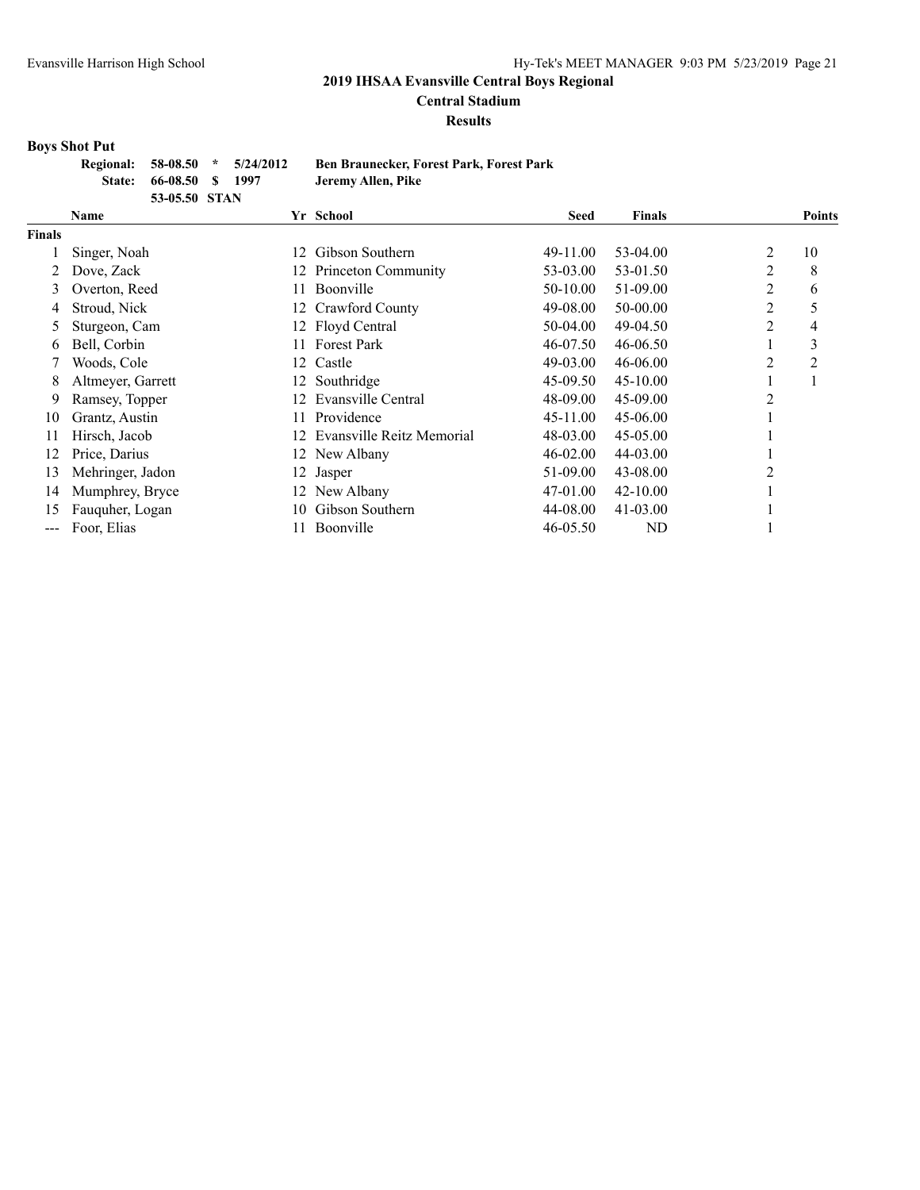# 2019 IHSAA Evansville Central Boys Regional

## Central Stadium

### Results

**Boys Shot Put**

| | | | | |
|---|---|---|---|---|
| **Regional:** | **58-08.50** | **\*** | **5/24/2012** | **Ben Braunecker, Forest Park, Forest Park** |
| **State:** | **66-08.50** | **$** | **1997** | **Jeremy Allen, Pike** |
| | **53-05.50** | **STAN** | | |

| | Name | Yr | School | Seed | Finals | | Points |
|---|---|---|---|---|---|---|---|
| **Finals** | | | | | | | |
| 1 | Singer, Noah | 12 | Gibson Southern | 49-11.00 | 53-04.00 | 2 | 10 |
| 2 | Dove, Zack | 12 | Princeton Community | 53-03.00 | 53-01.50 | 2 | 8 |
| 3 | Overton, Reed | 11 | Boonville | 50-10.00 | 51-09.00 | 2 | 6 |
| 4 | Stroud, Nick | 12 | Crawford County | 49-08.00 | 50-00.00 | 2 | 5 |
| 5 | Sturgeon, Cam | 12 | Floyd Central | 50-04.00 | 49-04.50 | 2 | 4 |
| 6 | Bell, Corbin | 11 | Forest Park | 46-07.50 | 46-06.50 | 1 | 3 |
| 7 | Woods, Cole | 12 | Castle | 49-03.00 | 46-06.00 | 2 | 2 |
| 8 | Altmeyer, Garrett | 12 | Southridge | 45-09.50 | 45-10.00 | 1 | 1 |
| 9 | Ramsey, Topper | 12 | Evansville Central | 48-09.00 | 45-09.00 | 2 | |
| 10 | Grantz, Austin | 11 | Providence | 45-11.00 | 45-06.00 | 1 | |
| 11 | Hirsch, Jacob | 12 | Evansville Reitz Memorial | 48-03.00 | 45-05.00 | 1 | |
| 12 | Price, Darius | 12 | New Albany | 46-02.00 | 44-03.00 | 1 | |
| 13 | Mehringer, Jadon | 12 | Jasper | 51-09.00 | 43-08.00 | 2 | |
| 14 | Mumphrey, Bryce | 12 | New Albany | 47-01.00 | 42-10.00 | 1 | |
| 15 | Fauquher, Logan | 10 | Gibson Southern | 44-08.00 | 41-03.00 | 1 | |
| --- | Foor, Elias | 11 | Boonville | 46-05.50 | ND | 1 | |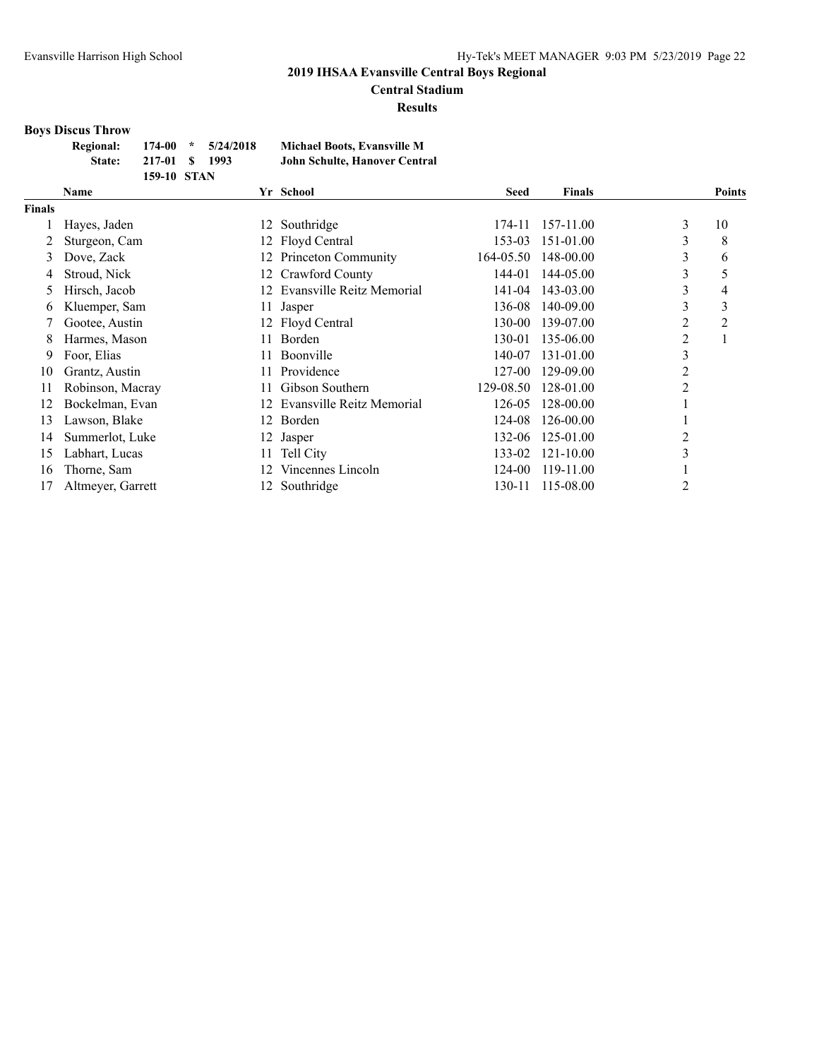# 2019 IHSAA Evansville Central Boys Regional

## Central Stadium

### Results

**Boys Discus Throw**

| | | | | |
|---|---|---|---|---|
| **Regional:** | **174-00** | **\*** | **5/24/2018** | **Michael Boots, Evansville M** |
| **State:** | **217-01** | **$** | **1993** | **John Schulte, Hanover Central** |
| | **159-10** | **STAN** | | |

| | Name | Yr | School | Seed | Finals | | Points |
|---|---|---|---|---|---|---|---|
| **Finals** | | | | | | | |
| 1 | Hayes, Jaden | 12 | Southridge | 174-11 | 157-11.00 | 3 | 10 |
| 2 | Sturgeon, Cam | 12 | Floyd Central | 153-03 | 151-01.00 | 3 | 8 |
| 3 | Dove, Zack | 12 | Princeton Community | 164-05.50 | 148-00.00 | 3 | 6 |
| 4 | Stroud, Nick | 12 | Crawford County | 144-01 | 144-05.00 | 3 | 5 |
| 5 | Hirsch, Jacob | 12 | Evansville Reitz Memorial | 141-04 | 143-03.00 | 3 | 4 |
| 6 | Kluemper, Sam | 11 | Jasper | 136-08 | 140-09.00 | 3 | 3 |
| 7 | Gootee, Austin | 12 | Floyd Central | 130-00 | 139-07.00 | 2 | 2 |
| 8 | Harmes, Mason | 11 | Borden | 130-01 | 135-06.00 | 2 | 1 |
| 9 | Foor, Elias | 11 | Boonville | 140-07 | 131-01.00 | 3 | |
| 10 | Grantz, Austin | 11 | Providence | 127-00 | 129-09.00 | 2 | |
| 11 | Robinson, Macray | 11 | Gibson Southern | 129-08.50 | 128-01.00 | 2 | |
| 12 | Bockelman, Evan | 12 | Evansville Reitz Memorial | 126-05 | 128-00.00 | 1 | |
| 13 | Lawson, Blake | 12 | Borden | 124-08 | 126-00.00 | 1 | |
| 14 | Summerlot, Luke | 12 | Jasper | 132-06 | 125-01.00 | 2 | |
| 15 | Labhart, Lucas | 11 | Tell City | 133-02 | 121-10.00 | 3 | |
| 16 | Thorne, Sam | 12 | Vincennes Lincoln | 124-00 | 119-11.00 | 1 | |
| 17 | Altmeyer, Garrett | 12 | Southridge | 130-11 | 115-08.00 | 2 | |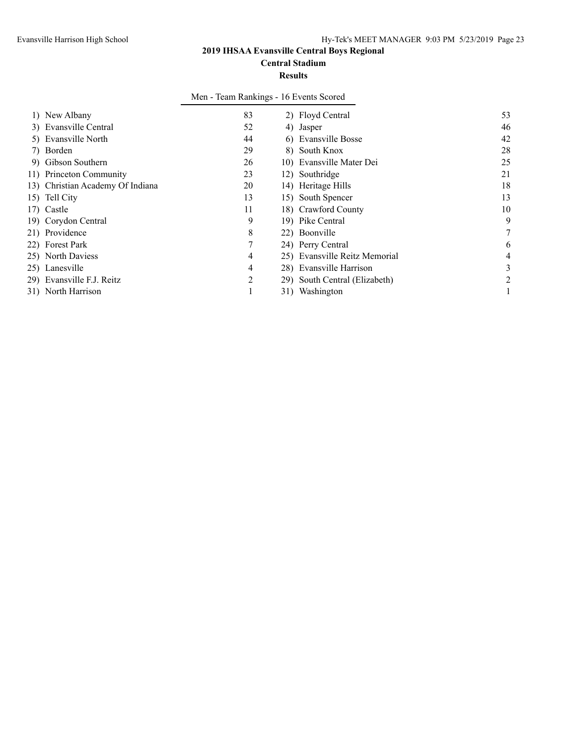## 2019 IHSAA Evansville Central Boys Regional

### Central Stadium

### Results

Men - Team Rankings - 16 Events Scored

| | | | | | |
|---|---|---|---|---|---|
| 1) | New Albany | 83 | 2) | Floyd Central | 53 |
| 3) | Evansville Central | 52 | 4) | Jasper | 46 |
| 5) | Evansville North | 44 | 6) | Evansville Bosse | 42 |
| 7) | Borden | 29 | 8) | South Knox | 28 |
| 9) | Gibson Southern | 26 | 10) | Evansville Mater Dei | 25 |
| 11) | Princeton Community | 23 | 12) | Southridge | 21 |
| 13) | Christian Academy Of Indiana | 20 | 14) | Heritage Hills | 18 |
| 15) | Tell City | 13 | 15) | South Spencer | 13 |
| 17) | Castle | 11 | 18) | Crawford County | 10 |
| 19) | Corydon Central | 9 | 19) | Pike Central | 9 |
| 21) | Providence | 8 | 22) | Boonville | 7 |
| 22) | Forest Park | 7 | 24) | Perry Central | 6 |
| 25) | North Daviess | 4 | 25) | Evansville Reitz Memorial | 4 |
| 25) | Lanesville | 4 | 28) | Evansville Harrison | 3 |
| 29) | Evansville F.J. Reitz | 2 | 29) | South Central (Elizabeth) | 2 |
| 31) | North Harrison | 1 | 31) | Washington | 1 |